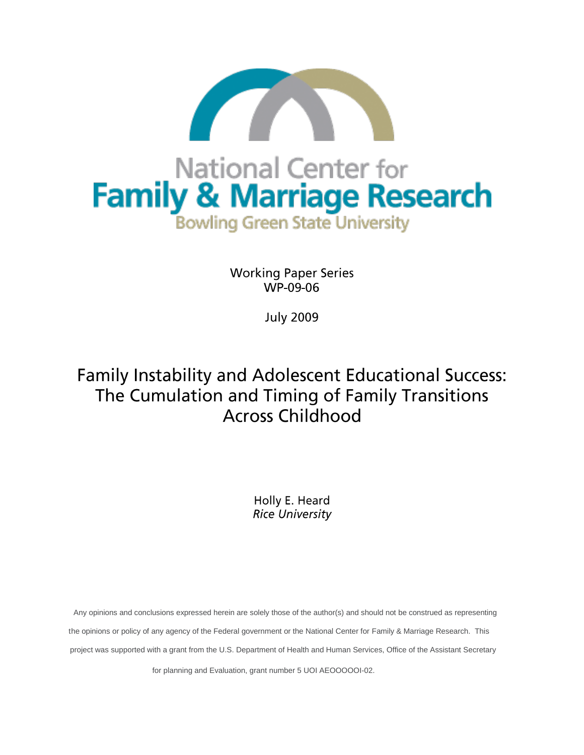National Center for

**Family & Marriage Research**

Bowling Green State University

Working Paper Series
WP-09-06

July 2009

# Family Instability and Adolescent Educational Success: The Cumulation and Timing of Family Transitions Across Childhood

Holly E. Heard
*Rice University*

Any opinions and conclusions expressed herein are solely those of the author(s) and should not be construed as representing the opinions or policy of any agency of the Federal government or the National Center for Family & Marriage Research. This project was supported with a grant from the U.S. Department of Health and Human Services, Office of the Assistant Secretary for planning and Evaluation, grant number 5 UOI AEOOOOOI-02.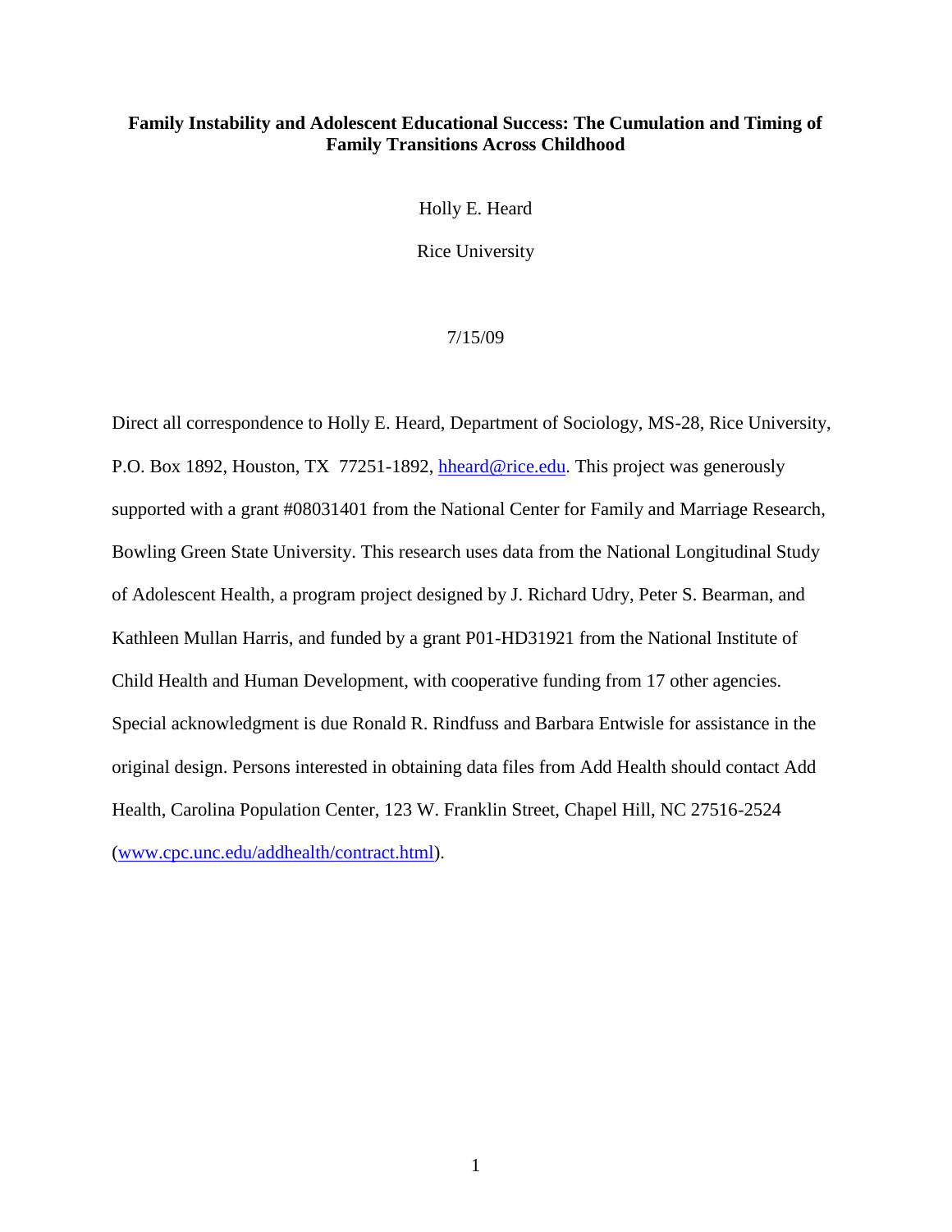**Family Instability and Adolescent Educational Success: The Cumulation and Timing of Family Transitions Across Childhood**

Holly E. Heard

Rice University

7/15/09

Direct all correspondence to Holly E. Heard, Department of Sociology, MS-28, Rice University, P.O. Box 1892, Houston, TX 77251-1892, hheard@rice.edu. This project was generously supported with a grant #08031401 from the National Center for Family and Marriage Research, Bowling Green State University. This research uses data from the National Longitudinal Study of Adolescent Health, a program project designed by J. Richard Udry, Peter S. Bearman, and Kathleen Mullan Harris, and funded by a grant P01-HD31921 from the National Institute of Child Health and Human Development, with cooperative funding from 17 other agencies. Special acknowledgment is due Ronald R. Rindfuss and Barbara Entwisle for assistance in the original design. Persons interested in obtaining data files from Add Health should contact Add Health, Carolina Population Center, 123 W. Franklin Street, Chapel Hill, NC 27516-2524 (www.cpc.unc.edu/addhealth/contract.html).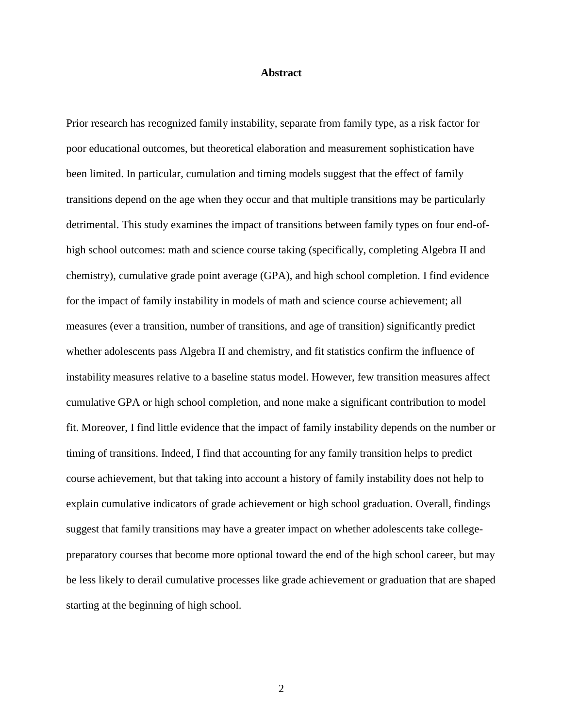# Abstract

Prior research has recognized family instability, separate from family type, as a risk factor for poor educational outcomes, but theoretical elaboration and measurement sophistication have been limited. In particular, cumulation and timing models suggest that the effect of family transitions depend on the age when they occur and that multiple transitions may be particularly detrimental. This study examines the impact of transitions between family types on four end-of-high school outcomes: math and science course taking (specifically, completing Algebra II and chemistry), cumulative grade point average (GPA), and high school completion. I find evidence for the impact of family instability in models of math and science course achievement; all measures (ever a transition, number of transitions, and age of transition) significantly predict whether adolescents pass Algebra II and chemistry, and fit statistics confirm the influence of instability measures relative to a baseline status model. However, few transition measures affect cumulative GPA or high school completion, and none make a significant contribution to model fit. Moreover, I find little evidence that the impact of family instability depends on the number or timing of transitions. Indeed, I find that accounting for any family transition helps to predict course achievement, but that taking into account a history of family instability does not help to explain cumulative indicators of grade achievement or high school graduation. Overall, findings suggest that family transitions may have a greater impact on whether adolescents take college-preparatory courses that become more optional toward the end of the high school career, but may be less likely to derail cumulative processes like grade achievement or graduation that are shaped starting at the beginning of high school.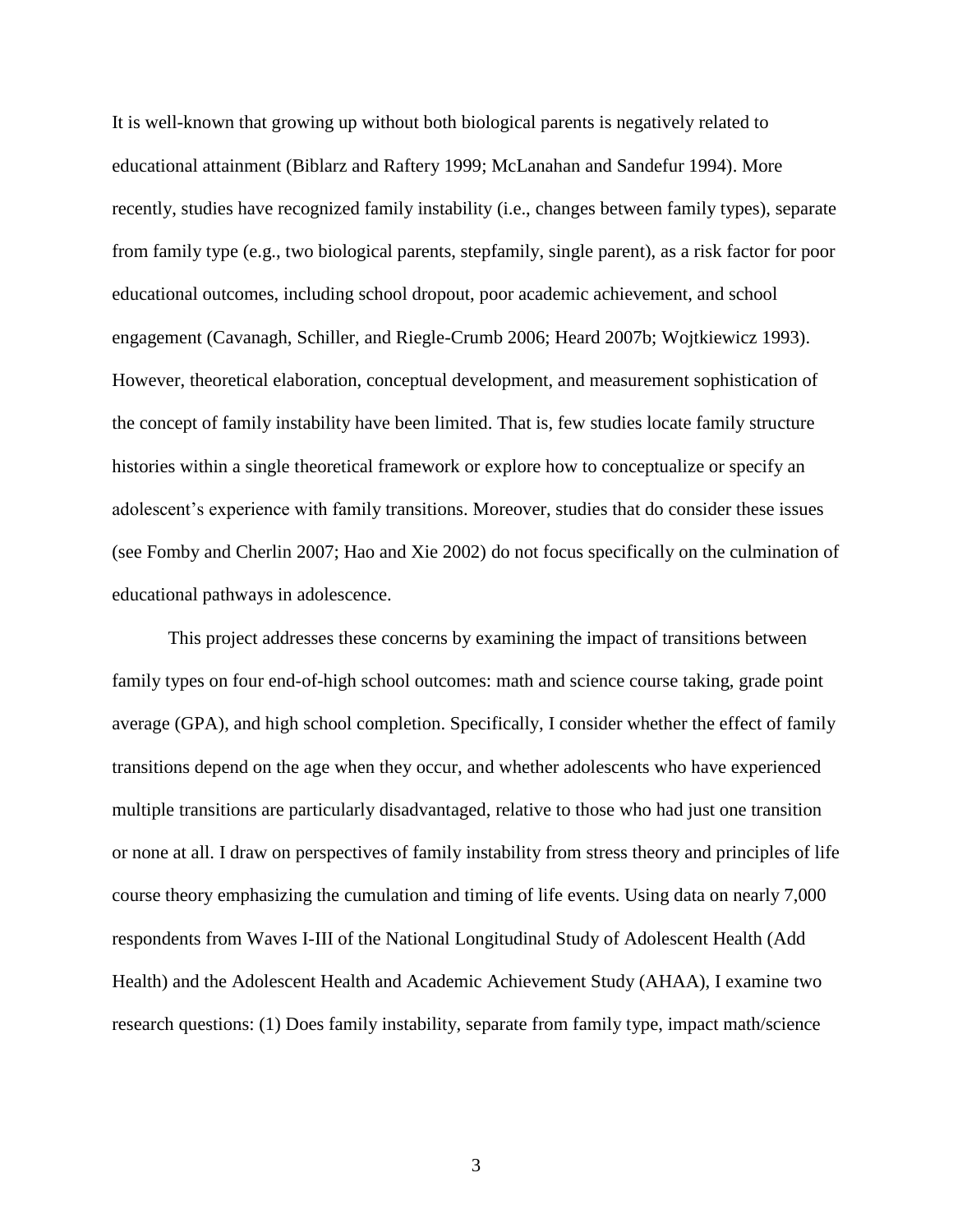It is well-known that growing up without both biological parents is negatively related to educational attainment (Biblarz and Raftery 1999; McLanahan and Sandefur 1994). More recently, studies have recognized family instability (i.e., changes between family types), separate from family type (e.g., two biological parents, stepfamily, single parent), as a risk factor for poor educational outcomes, including school dropout, poor academic achievement, and school engagement (Cavanagh, Schiller, and Riegle-Crumb 2006; Heard 2007b; Wojtkiewicz 1993). However, theoretical elaboration, conceptual development, and measurement sophistication of the concept of family instability have been limited. That is, few studies locate family structure histories within a single theoretical framework or explore how to conceptualize or specify an adolescent's experience with family transitions. Moreover, studies that do consider these issues (see Fomby and Cherlin 2007; Hao and Xie 2002) do not focus specifically on the culmination of educational pathways in adolescence.

This project addresses these concerns by examining the impact of transitions between family types on four end-of-high school outcomes: math and science course taking, grade point average (GPA), and high school completion. Specifically, I consider whether the effect of family transitions depend on the age when they occur, and whether adolescents who have experienced multiple transitions are particularly disadvantaged, relative to those who had just one transition or none at all. I draw on perspectives of family instability from stress theory and principles of life course theory emphasizing the cumulation and timing of life events. Using data on nearly 7,000 respondents from Waves I-III of the National Longitudinal Study of Adolescent Health (Add Health) and the Adolescent Health and Academic Achievement Study (AHAA), I examine two research questions: (1) Does family instability, separate from family type, impact math/science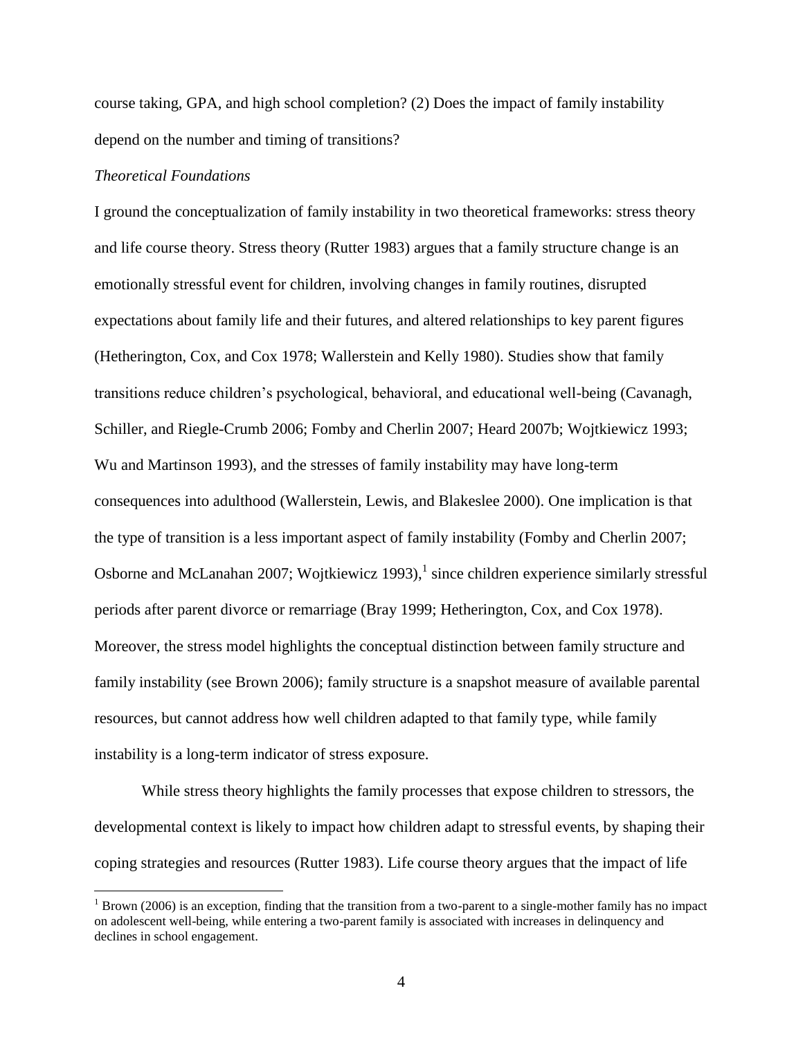course taking, GPA, and high school completion? (2) Does the impact of family instability depend on the number and timing of transitions?

*Theoretical Foundations*

I ground the conceptualization of family instability in two theoretical frameworks: stress theory and life course theory. Stress theory (Rutter 1983) argues that a family structure change is an emotionally stressful event for children, involving changes in family routines, disrupted expectations about family life and their futures, and altered relationships to key parent figures (Hetherington, Cox, and Cox 1978; Wallerstein and Kelly 1980). Studies show that family transitions reduce children's psychological, behavioral, and educational well-being (Cavanagh, Schiller, and Riegle-Crumb 2006; Fomby and Cherlin 2007; Heard 2007b; Wojtkiewicz 1993; Wu and Martinson 1993), and the stresses of family instability may have long-term consequences into adulthood (Wallerstein, Lewis, and Blakeslee 2000). One implication is that the type of transition is a less important aspect of family instability (Fomby and Cherlin 2007; Osborne and McLanahan 2007; Wojtkiewicz 1993),[1] since children experience similarly stressful periods after parent divorce or remarriage (Bray 1999; Hetherington, Cox, and Cox 1978). Moreover, the stress model highlights the conceptual distinction between family structure and family instability (see Brown 2006); family structure is a snapshot measure of available parental resources, but cannot address how well children adapted to that family type, while family instability is a long-term indicator of stress exposure.

While stress theory highlights the family processes that expose children to stressors, the developmental context is likely to impact how children adapt to stressful events, by shaping their coping strategies and resources (Rutter 1983). Life course theory argues that the impact of life

[1] Brown (2006) is an exception, finding that the transition from a two-parent to a single-mother family has no impact on adolescent well-being, while entering a two-parent family is associated with increases in delinquency and declines in school engagement.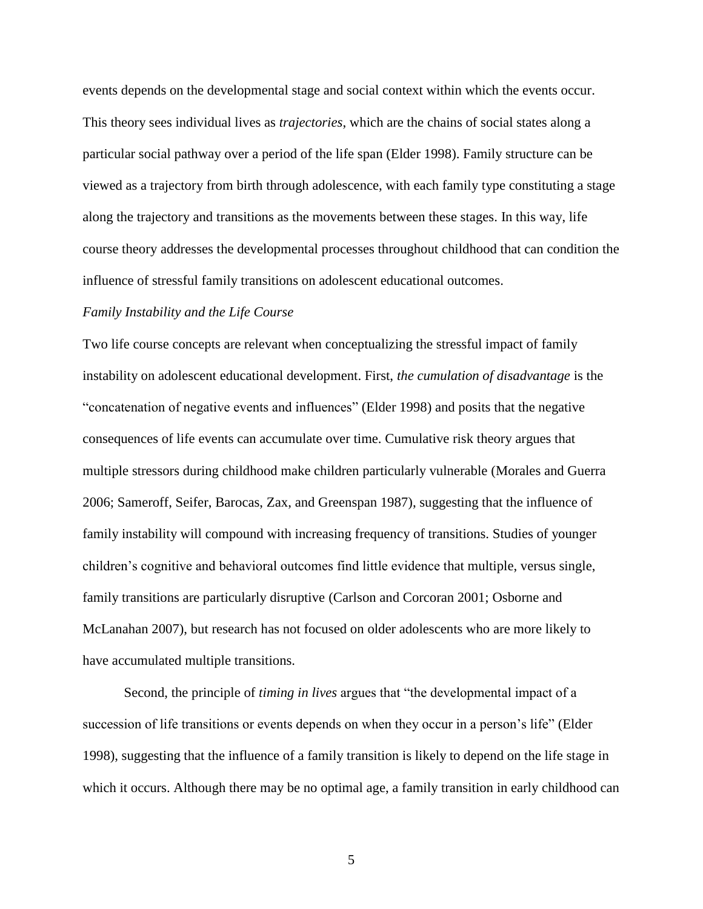events depends on the developmental stage and social context within which the events occur. This theory sees individual lives as *trajectories*, which are the chains of social states along a particular social pathway over a period of the life span (Elder 1998). Family structure can be viewed as a trajectory from birth through adolescence, with each family type constituting a stage along the trajectory and transitions as the movements between these stages. In this way, life course theory addresses the developmental processes throughout childhood that can condition the influence of stressful family transitions on adolescent educational outcomes.

*Family Instability and the Life Course*

Two life course concepts are relevant when conceptualizing the stressful impact of family instability on adolescent educational development. First, *the cumulation of disadvantage* is the "concatenation of negative events and influences" (Elder 1998) and posits that the negative consequences of life events can accumulate over time. Cumulative risk theory argues that multiple stressors during childhood make children particularly vulnerable (Morales and Guerra 2006; Sameroff, Seifer, Barocas, Zax, and Greenspan 1987), suggesting that the influence of family instability will compound with increasing frequency of transitions. Studies of younger children's cognitive and behavioral outcomes find little evidence that multiple, versus single, family transitions are particularly disruptive (Carlson and Corcoran 2001; Osborne and McLanahan 2007), but research has not focused on older adolescents who are more likely to have accumulated multiple transitions.

Second, the principle of *timing in lives* argues that "the developmental impact of a succession of life transitions or events depends on when they occur in a person's life" (Elder 1998), suggesting that the influence of a family transition is likely to depend on the life stage in which it occurs. Although there may be no optimal age, a family transition in early childhood can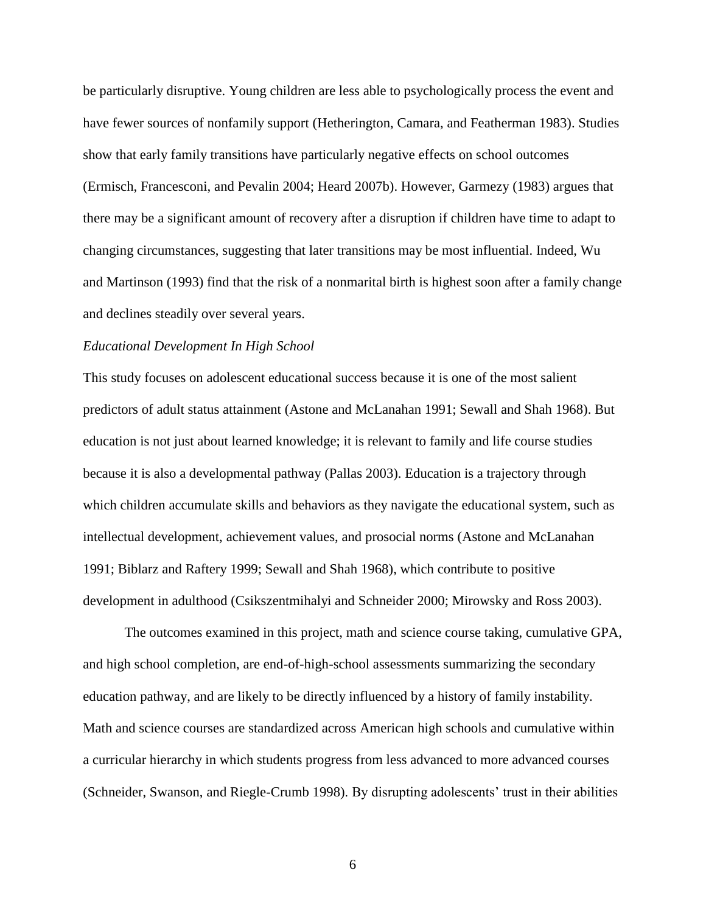be particularly disruptive. Young children are less able to psychologically process the event and have fewer sources of nonfamily support (Hetherington, Camara, and Featherman 1983). Studies show that early family transitions have particularly negative effects on school outcomes (Ermisch, Francesconi, and Pevalin 2004; Heard 2007b). However, Garmezy (1983) argues that there may be a significant amount of recovery after a disruption if children have time to adapt to changing circumstances, suggesting that later transitions may be most influential. Indeed, Wu and Martinson (1993) find that the risk of a nonmarital birth is highest soon after a family change and declines steadily over several years.

*Educational Development In High School*

This study focuses on adolescent educational success because it is one of the most salient predictors of adult status attainment (Astone and McLanahan 1991; Sewall and Shah 1968). But education is not just about learned knowledge; it is relevant to family and life course studies because it is also a developmental pathway (Pallas 2003). Education is a trajectory through which children accumulate skills and behaviors as they navigate the educational system, such as intellectual development, achievement values, and prosocial norms (Astone and McLanahan 1991; Biblarz and Raftery 1999; Sewall and Shah 1968), which contribute to positive development in adulthood (Csikszentmihalyi and Schneider 2000; Mirowsky and Ross 2003).

The outcomes examined in this project, math and science course taking, cumulative GPA, and high school completion, are end-of-high-school assessments summarizing the secondary education pathway, and are likely to be directly influenced by a history of family instability. Math and science courses are standardized across American high schools and cumulative within a curricular hierarchy in which students progress from less advanced to more advanced courses (Schneider, Swanson, and Riegle-Crumb 1998). By disrupting adolescents' trust in their abilities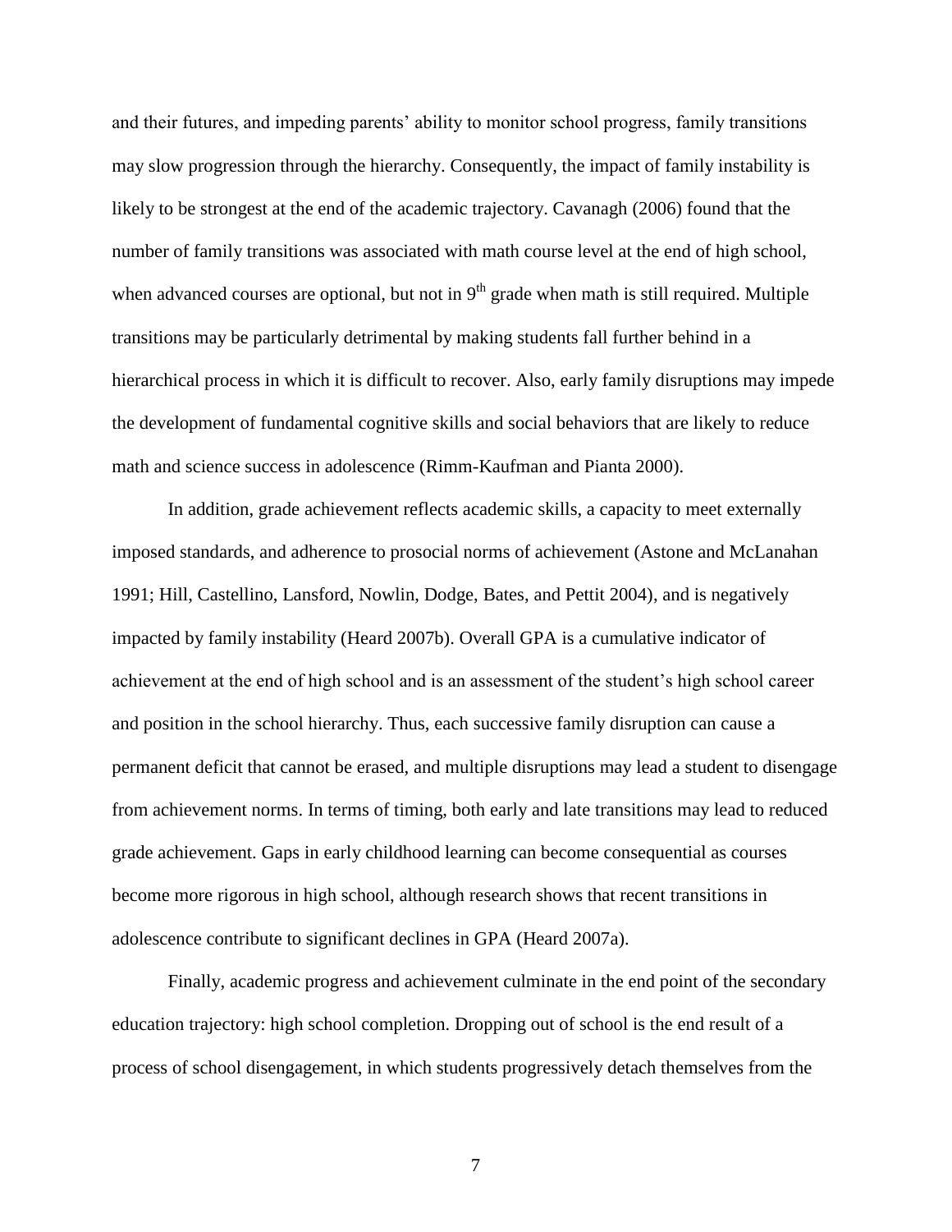and their futures, and impeding parents' ability to monitor school progress, family transitions may slow progression through the hierarchy. Consequently, the impact of family instability is likely to be strongest at the end of the academic trajectory. Cavanagh (2006) found that the number of family transitions was associated with math course level at the end of high school, when advanced courses are optional, but not in 9th grade when math is still required. Multiple transitions may be particularly detrimental by making students fall further behind in a hierarchical process in which it is difficult to recover. Also, early family disruptions may impede the development of fundamental cognitive skills and social behaviors that are likely to reduce math and science success in adolescence (Rimm-Kaufman and Pianta 2000).

In addition, grade achievement reflects academic skills, a capacity to meet externally imposed standards, and adherence to prosocial norms of achievement (Astone and McLanahan 1991; Hill, Castellino, Lansford, Nowlin, Dodge, Bates, and Pettit 2004), and is negatively impacted by family instability (Heard 2007b). Overall GPA is a cumulative indicator of achievement at the end of high school and is an assessment of the student's high school career and position in the school hierarchy. Thus, each successive family disruption can cause a permanent deficit that cannot be erased, and multiple disruptions may lead a student to disengage from achievement norms. In terms of timing, both early and late transitions may lead to reduced grade achievement. Gaps in early childhood learning can become consequential as courses become more rigorous in high school, although research shows that recent transitions in adolescence contribute to significant declines in GPA (Heard 2007a).

Finally, academic progress and achievement culminate in the end point of the secondary education trajectory: high school completion. Dropping out of school is the end result of a process of school disengagement, in which students progressively detach themselves from the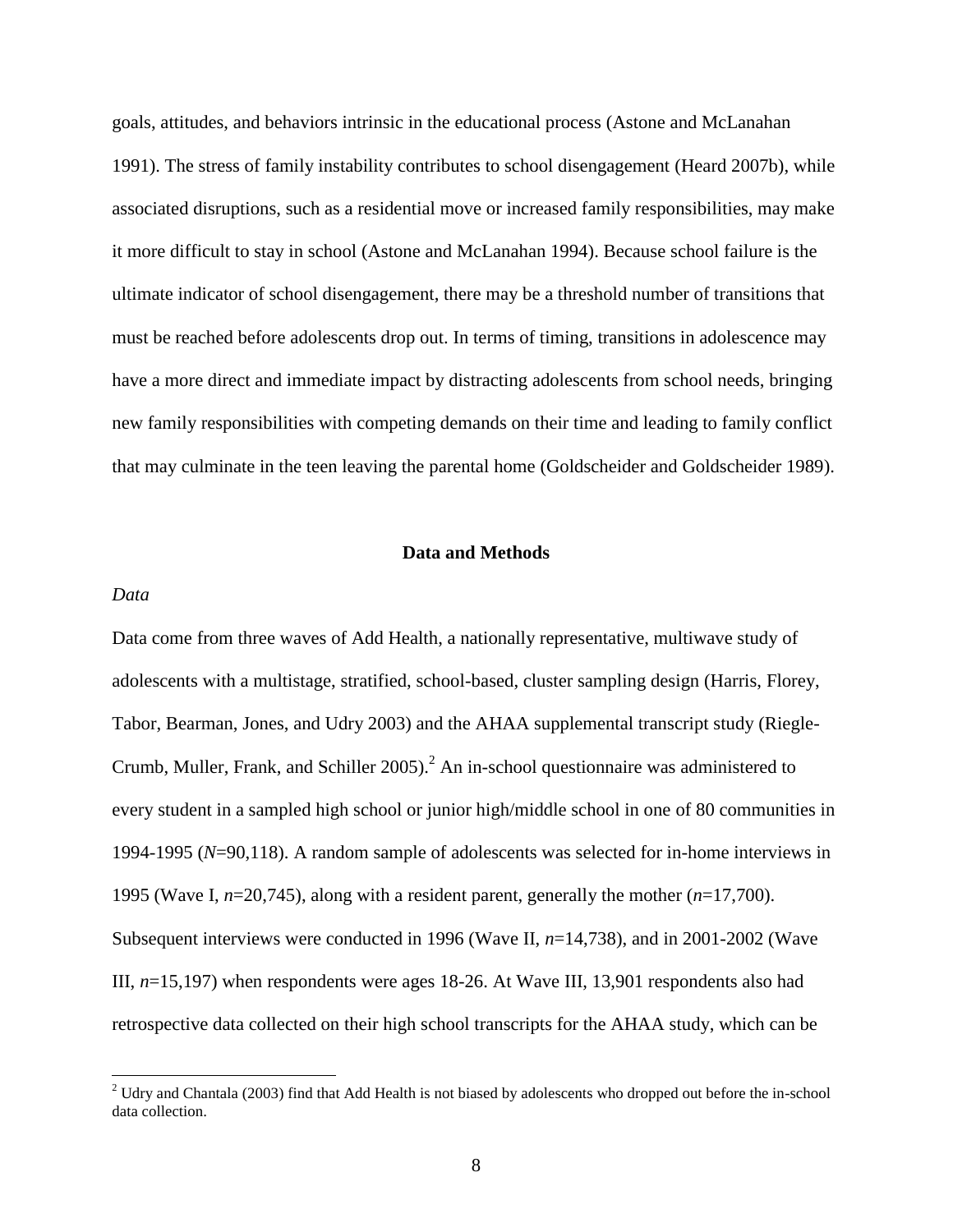goals, attitudes, and behaviors intrinsic in the educational process (Astone and McLanahan 1991). The stress of family instability contributes to school disengagement (Heard 2007b), while associated disruptions, such as a residential move or increased family responsibilities, may make it more difficult to stay in school (Astone and McLanahan 1994). Because school failure is the ultimate indicator of school disengagement, there may be a threshold number of transitions that must be reached before adolescents drop out. In terms of timing, transitions in adolescence may have a more direct and immediate impact by distracting adolescents from school needs, bringing new family responsibilities with competing demands on their time and leading to family conflict that may culminate in the teen leaving the parental home (Goldscheider and Goldscheider 1989).

## Data and Methods

### *Data*

Data come from three waves of Add Health, a nationally representative, multiwave study of adolescents with a multistage, stratified, school-based, cluster sampling design (Harris, Florey, Tabor, Bearman, Jones, and Udry 2003) and the AHAA supplemental transcript study (Riegle-Crumb, Muller, Frank, and Schiller 2005).[2] An in-school questionnaire was administered to every student in a sampled high school or junior high/middle school in one of 80 communities in 1994-1995 (*N*=90,118). A random sample of adolescents was selected for in-home interviews in 1995 (Wave I, *n*=20,745), along with a resident parent, generally the mother (*n*=17,700). Subsequent interviews were conducted in 1996 (Wave II, *n*=14,738), and in 2001-2002 (Wave III, *n*=15,197) when respondents were ages 18-26. At Wave III, 13,901 respondents also had retrospective data collected on their high school transcripts for the AHAA study, which can be

[2] Udry and Chantala (2003) find that Add Health is not biased by adolescents who dropped out before the in-school data collection.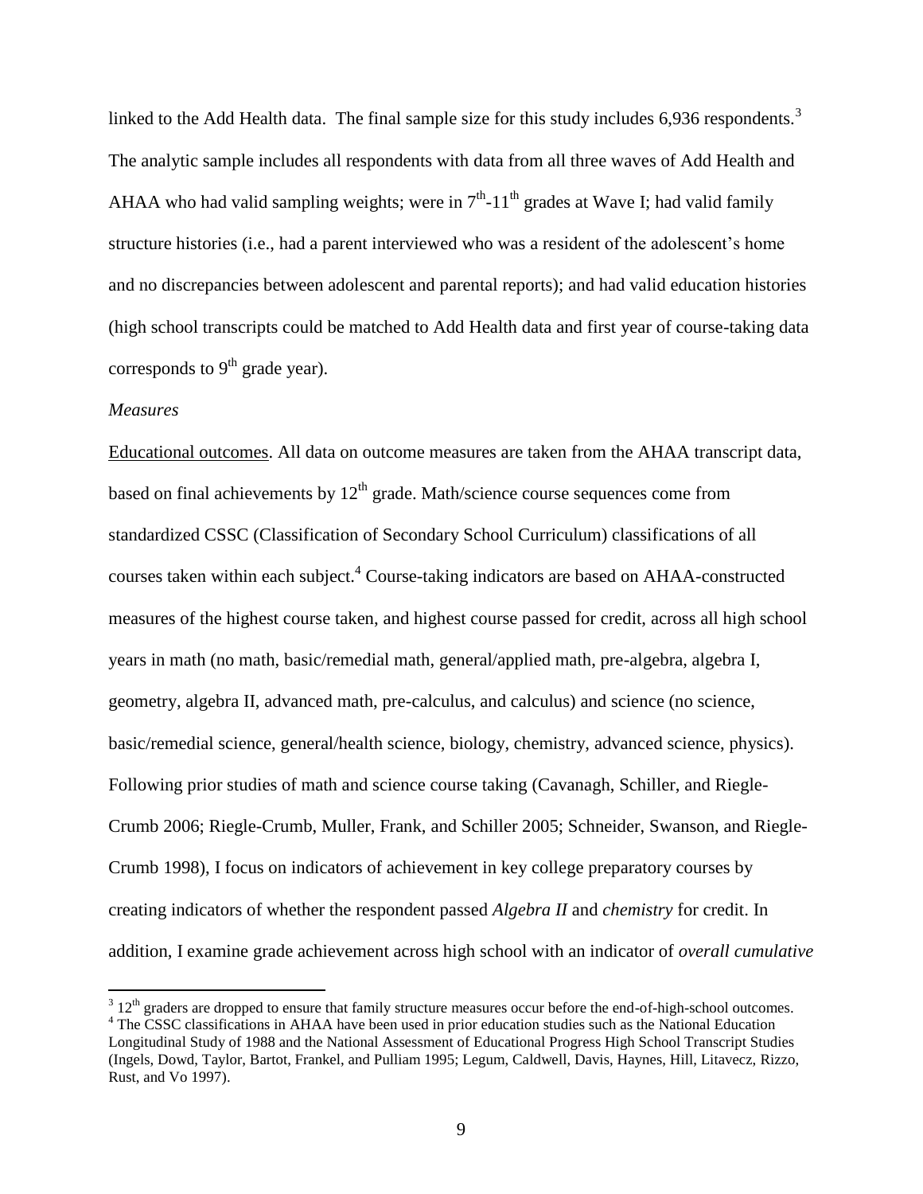linked to the Add Health data. The final sample size for this study includes 6,936 respondents.[3] The analytic sample includes all respondents with data from all three waves of Add Health and AHAA who had valid sampling weights; were in 7th-11th grades at Wave I; had valid family structure histories (i.e., had a parent interviewed who was a resident of the adolescent's home and no discrepancies between adolescent and parental reports); and had valid education histories (high school transcripts could be matched to Add Health data and first year of course-taking data corresponds to 9th grade year).

*Measures*

Educational outcomes. All data on outcome measures are taken from the AHAA transcript data, based on final achievements by 12th grade. Math/science course sequences come from standardized CSSC (Classification of Secondary School Curriculum) classifications of all courses taken within each subject.[4] Course-taking indicators are based on AHAA-constructed measures of the highest course taken, and highest course passed for credit, across all high school years in math (no math, basic/remedial math, general/applied math, pre-algebra, algebra I, geometry, algebra II, advanced math, pre-calculus, and calculus) and science (no science, basic/remedial science, general/health science, biology, chemistry, advanced science, physics). Following prior studies of math and science course taking (Cavanagh, Schiller, and Riegle-Crumb 2006; Riegle-Crumb, Muller, Frank, and Schiller 2005; Schneider, Swanson, and Riegle-Crumb 1998), I focus on indicators of achievement in key college preparatory courses by creating indicators of whether the respondent passed *Algebra II* and *chemistry* for credit. In addition, I examine grade achievement across high school with an indicator of *overall cumulative*

[3] 12th graders are dropped to ensure that family structure measures occur before the end-of-high-school outcomes.

[4] The CSSC classifications in AHAA have been used in prior education studies such as the National Education Longitudinal Study of 1988 and the National Assessment of Educational Progress High School Transcript Studies (Ingels, Dowd, Taylor, Bartot, Frankel, and Pulliam 1995; Legum, Caldwell, Davis, Haynes, Hill, Litavecz, Rizzo, Rust, and Vo 1997).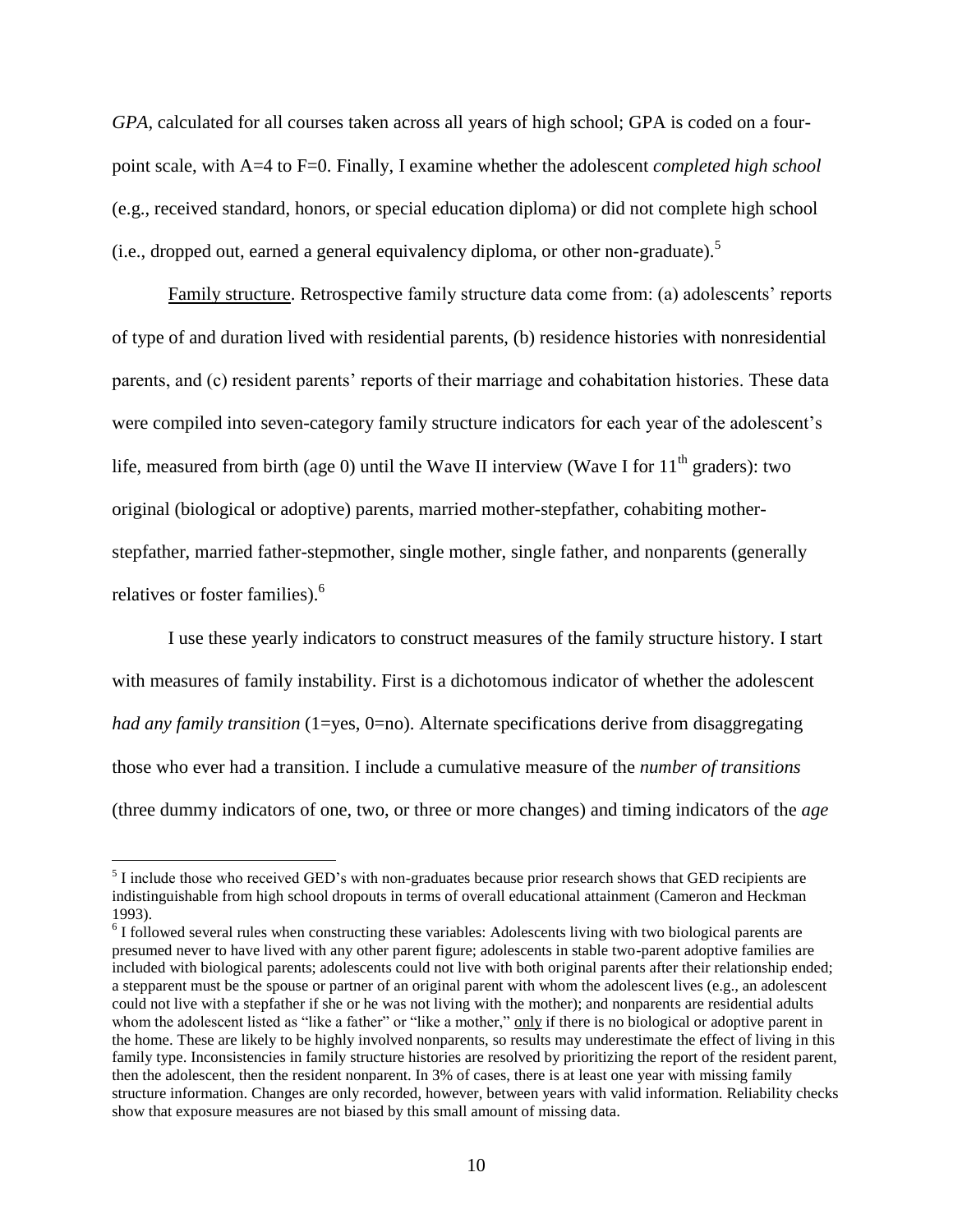*GPA*, calculated for all courses taken across all years of high school; GPA is coded on a four-point scale, with A=4 to F=0. Finally, I examine whether the adolescent *completed high school* (e.g., received standard, honors, or special education diploma) or did not complete high school (i.e., dropped out, earned a general equivalency diploma, or other non-graduate).[5]

Family structure. Retrospective family structure data come from: (a) adolescents' reports of type of and duration lived with residential parents, (b) residence histories with nonresidential parents, and (c) resident parents' reports of their marriage and cohabitation histories. These data were compiled into seven-category family structure indicators for each year of the adolescent's life, measured from birth (age 0) until the Wave II interview (Wave I for 11th graders): two original (biological or adoptive) parents, married mother-stepfather, cohabiting mother-stepfather, married father-stepmother, single mother, single father, and nonparents (generally relatives or foster families).[6]

I use these yearly indicators to construct measures of the family structure history. I start with measures of family instability. First is a dichotomous indicator of whether the adolescent *had any family transition* (1=yes, 0=no). Alternate specifications derive from disaggregating those who ever had a transition. I include a cumulative measure of the *number of transitions* (three dummy indicators of one, two, or three or more changes) and timing indicators of the *age*

[5] I include those who received GED's with non-graduates because prior research shows that GED recipients are indistinguishable from high school dropouts in terms of overall educational attainment (Cameron and Heckman 1993).

[6] I followed several rules when constructing these variables: Adolescents living with two biological parents are presumed never to have lived with any other parent figure; adolescents in stable two-parent adoptive families are included with biological parents; adolescents could not live with both original parents after their relationship ended; a stepparent must be the spouse or partner of an original parent with whom the adolescent lives (e.g., an adolescent could not live with a stepfather if she or he was not living with the mother); and nonparents are residential adults whom the adolescent listed as "like a father" or "like a mother," only if there is no biological or adoptive parent in the home. These are likely to be highly involved nonparents, so results may underestimate the effect of living in this family type. Inconsistencies in family structure histories are resolved by prioritizing the report of the resident parent, then the adolescent, then the resident nonparent. In 3% of cases, there is at least one year with missing family structure information. Changes are only recorded, however, between years with valid information. Reliability checks show that exposure measures are not biased by this small amount of missing data.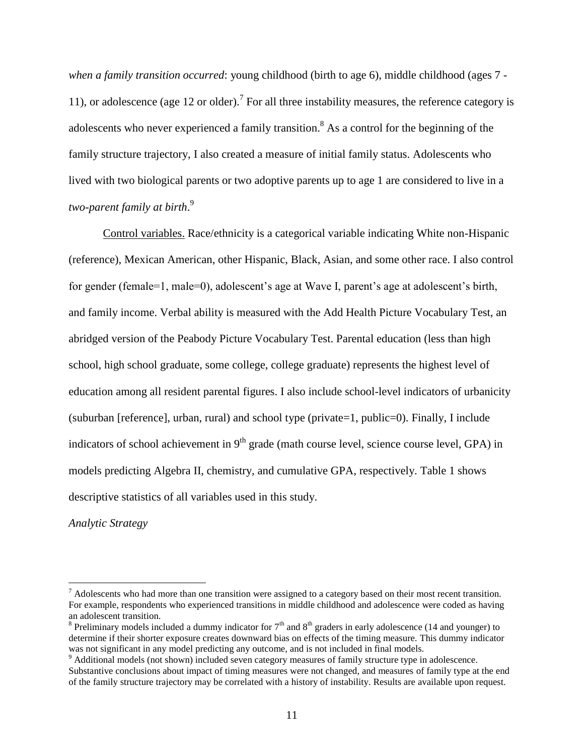*when a family transition occurred*: young childhood (birth to age 6), middle childhood (ages 7 - 11), or adolescence (age 12 or older).[7] For all three instability measures, the reference category is adolescents who never experienced a family transition.[8] As a control for the beginning of the family structure trajectory, I also created a measure of initial family status. Adolescents who lived with two biological parents or two adoptive parents up to age 1 are considered to live in a *two-parent family at birth*.[9]

Control variables. Race/ethnicity is a categorical variable indicating White non-Hispanic (reference), Mexican American, other Hispanic, Black, Asian, and some other race. I also control for gender (female=1, male=0), adolescent's age at Wave I, parent's age at adolescent's birth, and family income. Verbal ability is measured with the Add Health Picture Vocabulary Test, an abridged version of the Peabody Picture Vocabulary Test. Parental education (less than high school, high school graduate, some college, college graduate) represents the highest level of education among all resident parental figures. I also include school-level indicators of urbanicity (suburban [reference], urban, rural) and school type (private=1, public=0). Finally, I include indicators of school achievement in 9th grade (math course level, science course level, GPA) in models predicting Algebra II, chemistry, and cumulative GPA, respectively. Table 1 shows descriptive statistics of all variables used in this study.

*Analytic Strategy*

---

[7] Adolescents who had more than one transition were assigned to a category based on their most recent transition. For example, respondents who experienced transitions in middle childhood and adolescence were coded as having an adolescent transition.

[8] Preliminary models included a dummy indicator for 7th and 8th graders in early adolescence (14 and younger) to determine if their shorter exposure creates downward bias on effects of the timing measure. This dummy indicator was not significant in any model predicting any outcome, and is not included in final models.

[9] Additional models (not shown) included seven category measures of family structure type in adolescence. Substantive conclusions about impact of timing measures were not changed, and measures of family type at the end of the family structure trajectory may be correlated with a history of instability. Results are available upon request.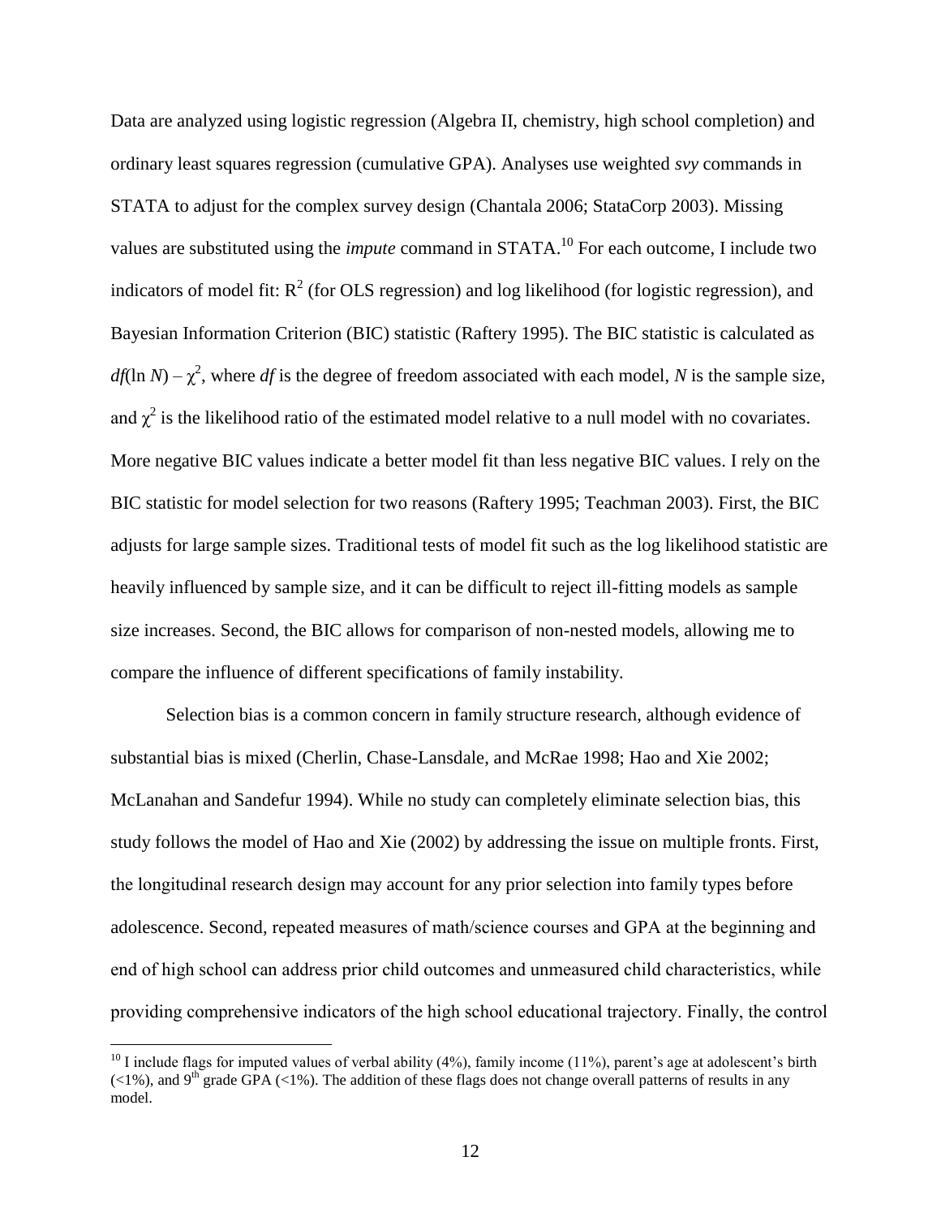Data are analyzed using logistic regression (Algebra II, chemistry, high school completion) and ordinary least squares regression (cumulative GPA). Analyses use weighted *svy* commands in STATA to adjust for the complex survey design (Chantala 2006; StataCorp 2003). Missing values are substituted using the *impute* command in STATA.[10] For each outcome, I include two indicators of model fit: $R^2$ (for OLS regression) and log likelihood (for logistic regression), and Bayesian Information Criterion (BIC) statistic (Raftery 1995). The BIC statistic is calculated as $df(\ln N) - \chi^2$, where *df* is the degree of freedom associated with each model, *N* is the sample size, and $\chi^2$ is the likelihood ratio of the estimated model relative to a null model with no covariates. More negative BIC values indicate a better model fit than less negative BIC values. I rely on the BIC statistic for model selection for two reasons (Raftery 1995; Teachman 2003). First, the BIC adjusts for large sample sizes. Traditional tests of model fit such as the log likelihood statistic are heavily influenced by sample size, and it can be difficult to reject ill-fitting models as sample size increases. Second, the BIC allows for comparison of non-nested models, allowing me to compare the influence of different specifications of family instability.

Selection bias is a common concern in family structure research, although evidence of substantial bias is mixed (Cherlin, Chase-Lansdale, and McRae 1998; Hao and Xie 2002; McLanahan and Sandefur 1994). While no study can completely eliminate selection bias, this study follows the model of Hao and Xie (2002) by addressing the issue on multiple fronts. First, the longitudinal research design may account for any prior selection into family types before adolescence. Second, repeated measures of math/science courses and GPA at the beginning and end of high school can address prior child outcomes and unmeasured child characteristics, while providing comprehensive indicators of the high school educational trajectory. Finally, the control

[10] I include flags for imputed values of verbal ability (4%), family income (11%), parent's age at adolescent's birth (<1%), and 9th grade GPA (<1%). The addition of these flags does not change overall patterns of results in any model.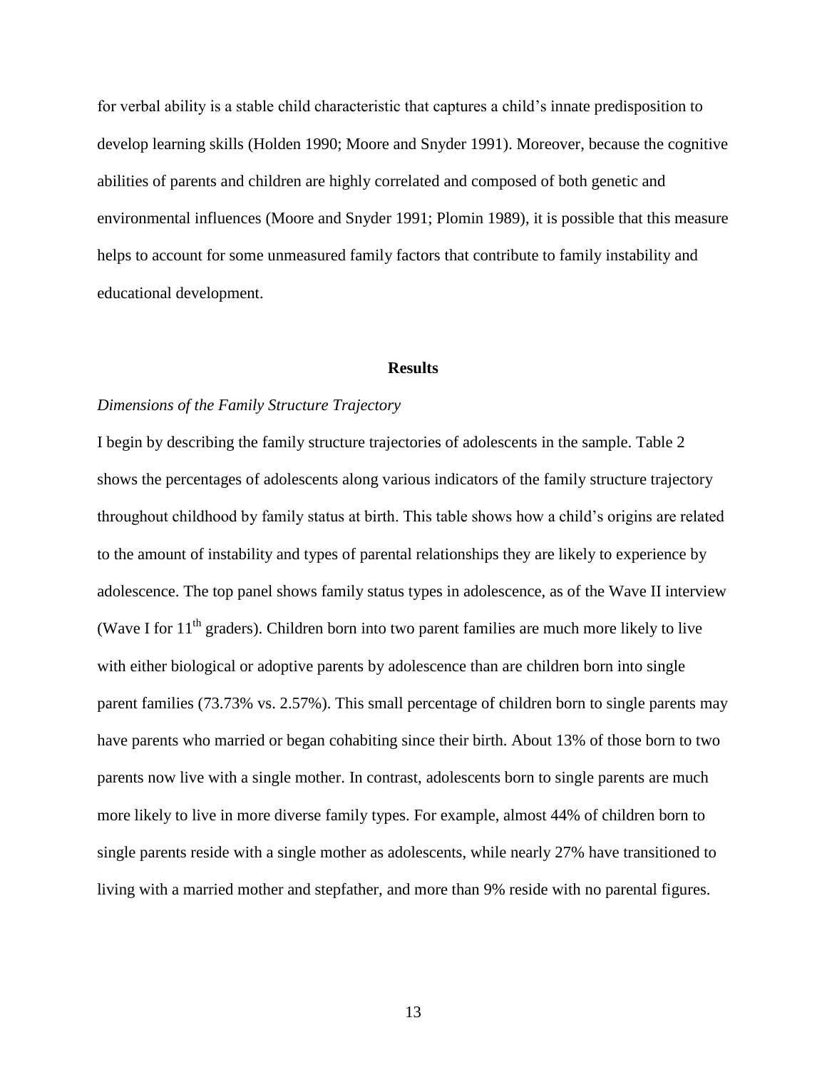for verbal ability is a stable child characteristic that captures a child's innate predisposition to develop learning skills (Holden 1990; Moore and Snyder 1991). Moreover, because the cognitive abilities of parents and children are highly correlated and composed of both genetic and environmental influences (Moore and Snyder 1991; Plomin 1989), it is possible that this measure helps to account for some unmeasured family factors that contribute to family instability and educational development.

## Results

### *Dimensions of the Family Structure Trajectory*

I begin by describing the family structure trajectories of adolescents in the sample. Table 2 shows the percentages of adolescents along various indicators of the family structure trajectory throughout childhood by family status at birth. This table shows how a child's origins are related to the amount of instability and types of parental relationships they are likely to experience by adolescence. The top panel shows family status types in adolescence, as of the Wave II interview (Wave I for 11th graders). Children born into two parent families are much more likely to live with either biological or adoptive parents by adolescence than are children born into single parent families (73.73% vs. 2.57%). This small percentage of children born to single parents may have parents who married or began cohabiting since their birth. About 13% of those born to two parents now live with a single mother. In contrast, adolescents born to single parents are much more likely to live in more diverse family types. For example, almost 44% of children born to single parents reside with a single mother as adolescents, while nearly 27% have transitioned to living with a married mother and stepfather, and more than 9% reside with no parental figures.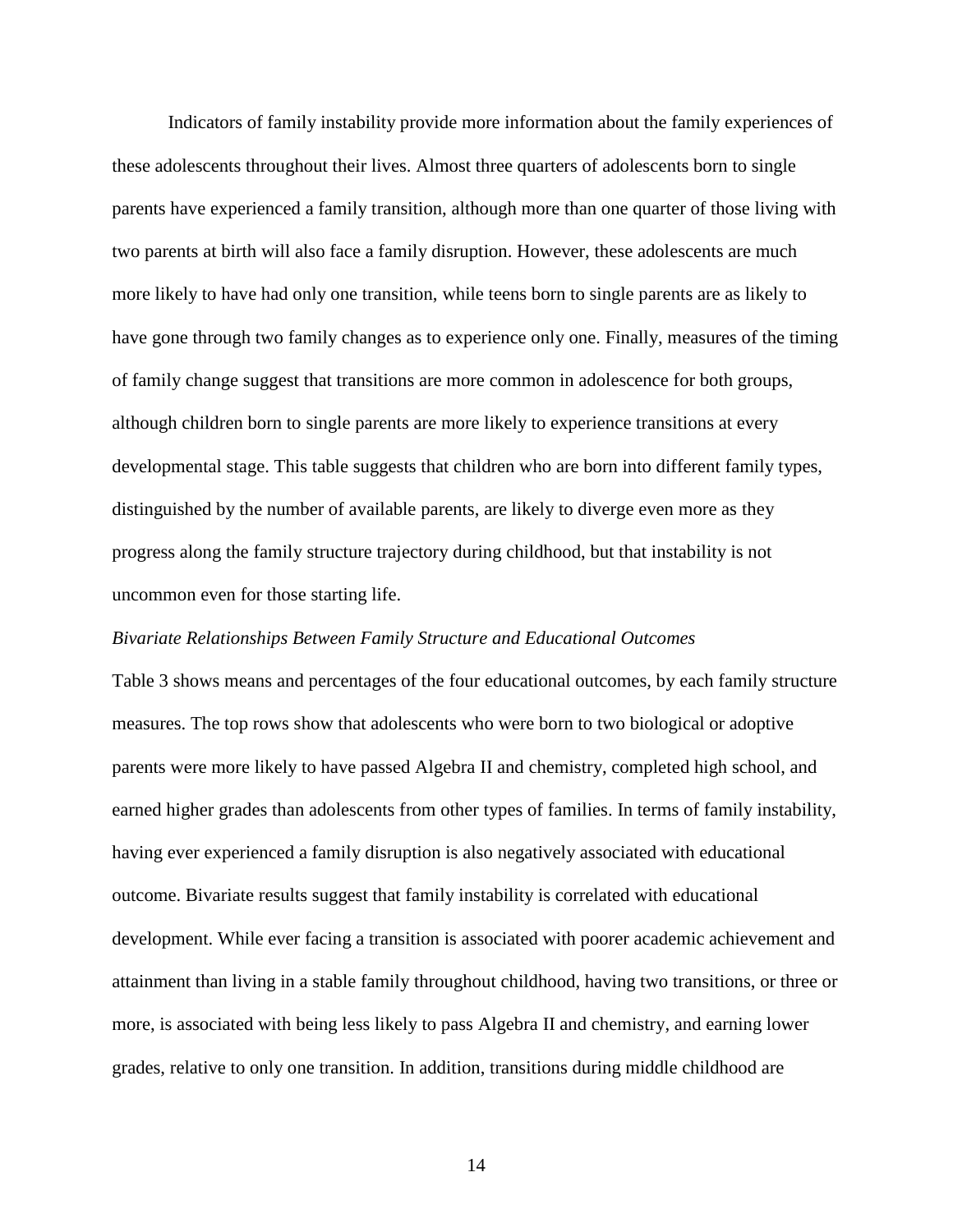Indicators of family instability provide more information about the family experiences of these adolescents throughout their lives. Almost three quarters of adolescents born to single parents have experienced a family transition, although more than one quarter of those living with two parents at birth will also face a family disruption. However, these adolescents are much more likely to have had only one transition, while teens born to single parents are as likely to have gone through two family changes as to experience only one. Finally, measures of the timing of family change suggest that transitions are more common in adolescence for both groups, although children born to single parents are more likely to experience transitions at every developmental stage. This table suggests that children who are born into different family types, distinguished by the number of available parents, are likely to diverge even more as they progress along the family structure trajectory during childhood, but that instability is not uncommon even for those starting life.

*Bivariate Relationships Between Family Structure and Educational Outcomes*

Table 3 shows means and percentages of the four educational outcomes, by each family structure measures. The top rows show that adolescents who were born to two biological or adoptive parents were more likely to have passed Algebra II and chemistry, completed high school, and earned higher grades than adolescents from other types of families. In terms of family instability, having ever experienced a family disruption is also negatively associated with educational outcome. Bivariate results suggest that family instability is correlated with educational development. While ever facing a transition is associated with poorer academic achievement and attainment than living in a stable family throughout childhood, having two transitions, or three or more, is associated with being less likely to pass Algebra II and chemistry, and earning lower grades, relative to only one transition. In addition, transitions during middle childhood are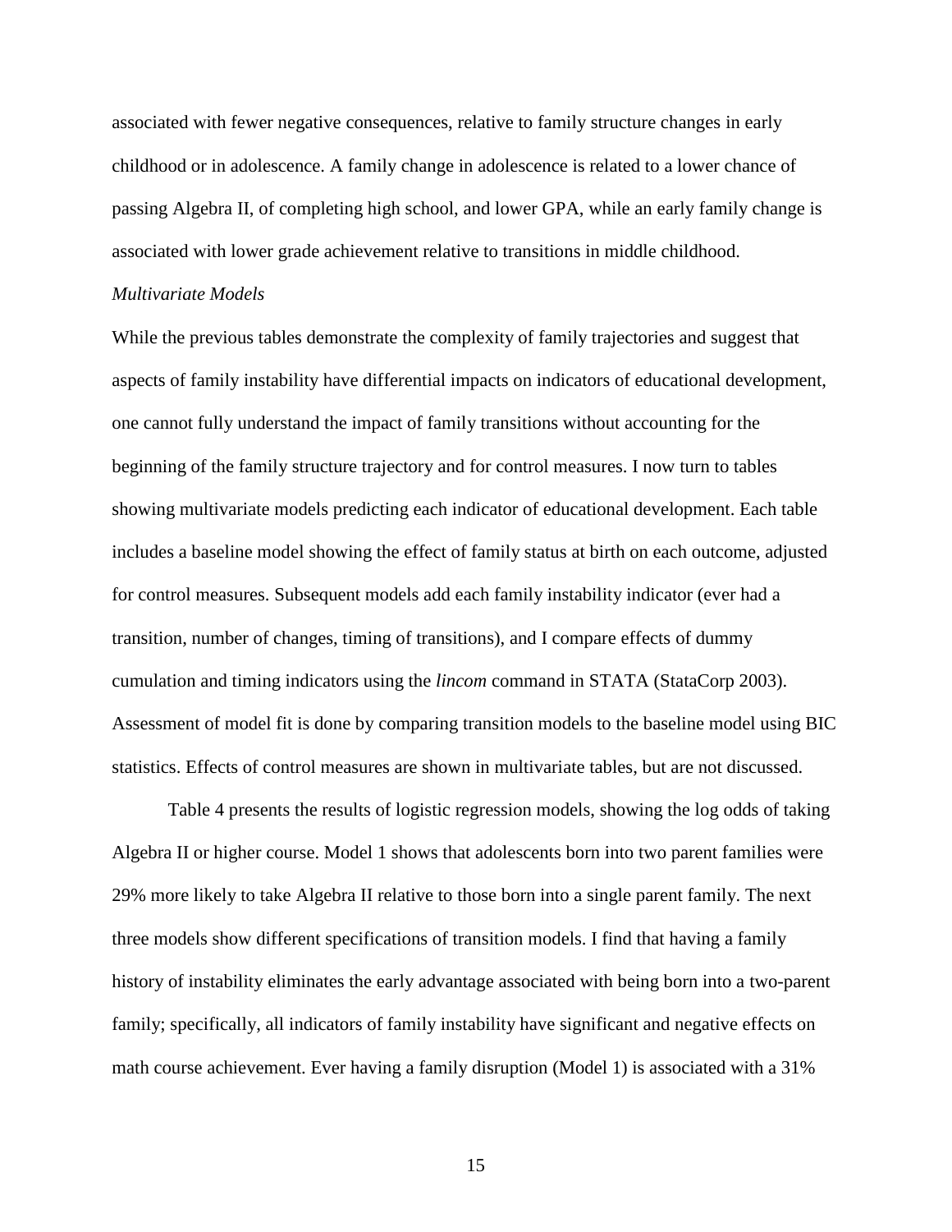associated with fewer negative consequences, relative to family structure changes in early childhood or in adolescence. A family change in adolescence is related to a lower chance of passing Algebra II, of completing high school, and lower GPA, while an early family change is associated with lower grade achievement relative to transitions in middle childhood.

*Multivariate Models*

While the previous tables demonstrate the complexity of family trajectories and suggest that aspects of family instability have differential impacts on indicators of educational development, one cannot fully understand the impact of family transitions without accounting for the beginning of the family structure trajectory and for control measures. I now turn to tables showing multivariate models predicting each indicator of educational development. Each table includes a baseline model showing the effect of family status at birth on each outcome, adjusted for control measures. Subsequent models add each family instability indicator (ever had a transition, number of changes, timing of transitions), and I compare effects of dummy cumulation and timing indicators using the *lincom* command in STATA (StataCorp 2003). Assessment of model fit is done by comparing transition models to the baseline model using BIC statistics. Effects of control measures are shown in multivariate tables, but are not discussed.

Table 4 presents the results of logistic regression models, showing the log odds of taking Algebra II or higher course. Model 1 shows that adolescents born into two parent families were 29% more likely to take Algebra II relative to those born into a single parent family. The next three models show different specifications of transition models. I find that having a family history of instability eliminates the early advantage associated with being born into a two-parent family; specifically, all indicators of family instability have significant and negative effects on math course achievement. Ever having a family disruption (Model 1) is associated with a 31%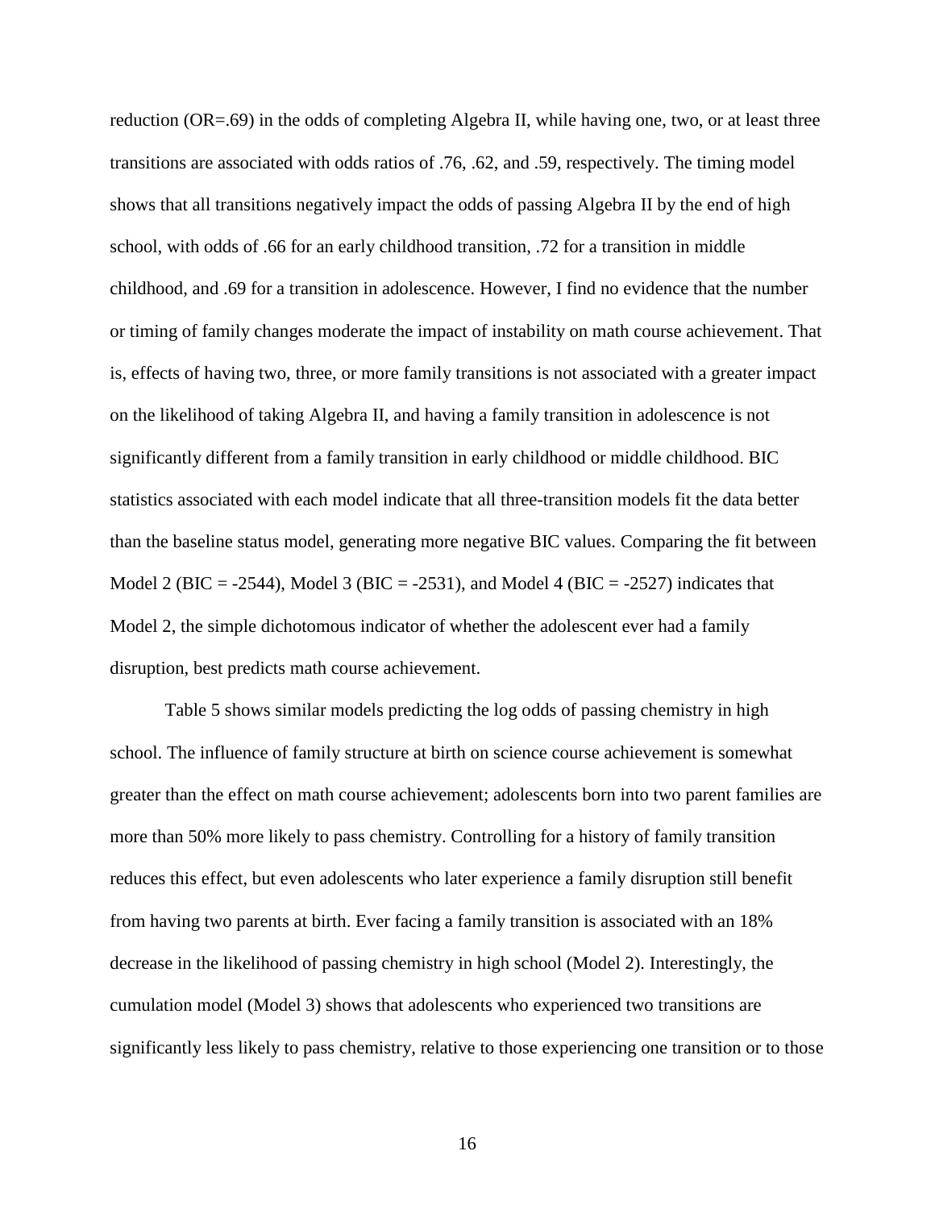reduction (OR=.69) in the odds of completing Algebra II, while having one, two, or at least three transitions are associated with odds ratios of .76, .62, and .59, respectively. The timing model shows that all transitions negatively impact the odds of passing Algebra II by the end of high school, with odds of .66 for an early childhood transition, .72 for a transition in middle childhood, and .69 for a transition in adolescence. However, I find no evidence that the number or timing of family changes moderate the impact of instability on math course achievement. That is, effects of having two, three, or more family transitions is not associated with a greater impact on the likelihood of taking Algebra II, and having a family transition in adolescence is not significantly different from a family transition in early childhood or middle childhood. BIC statistics associated with each model indicate that all three-transition models fit the data better than the baseline status model, generating more negative BIC values. Comparing the fit between Model 2 (BIC = -2544), Model 3 (BIC = -2531), and Model 4 (BIC = -2527) indicates that Model 2, the simple dichotomous indicator of whether the adolescent ever had a family disruption, best predicts math course achievement.

Table 5 shows similar models predicting the log odds of passing chemistry in high school. The influence of family structure at birth on science course achievement is somewhat greater than the effect on math course achievement; adolescents born into two parent families are more than 50% more likely to pass chemistry. Controlling for a history of family transition reduces this effect, but even adolescents who later experience a family disruption still benefit from having two parents at birth. Ever facing a family transition is associated with an 18% decrease in the likelihood of passing chemistry in high school (Model 2). Interestingly, the cumulation model (Model 3) shows that adolescents who experienced two transitions are significantly less likely to pass chemistry, relative to those experiencing one transition or to those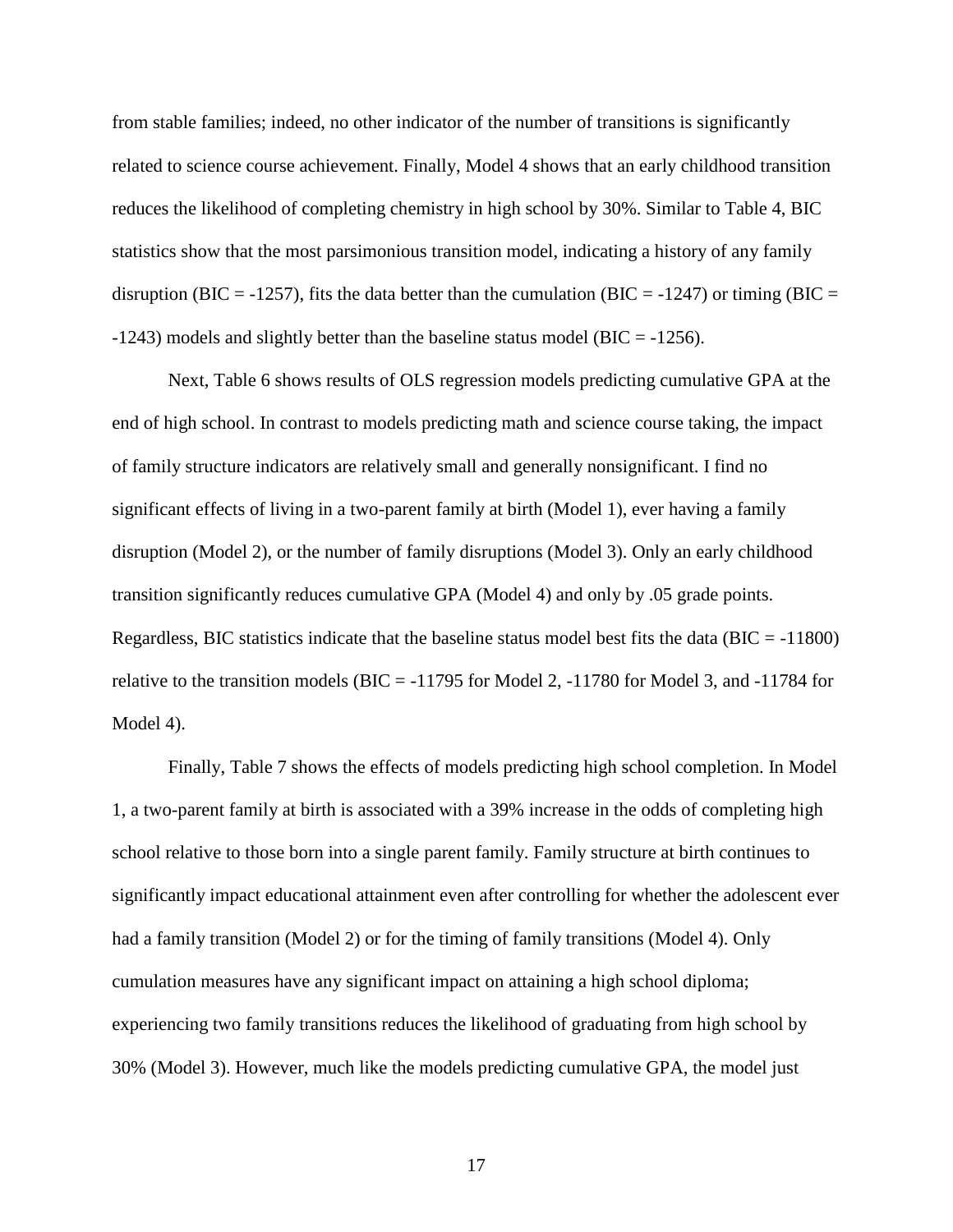from stable families; indeed, no other indicator of the number of transitions is significantly related to science course achievement. Finally, Model 4 shows that an early childhood transition reduces the likelihood of completing chemistry in high school by 30%. Similar to Table 4, BIC statistics show that the most parsimonious transition model, indicating a history of any family disruption (BIC = -1257), fits the data better than the cumulation (BIC = -1247) or timing (BIC = -1243) models and slightly better than the baseline status model (BIC = -1256).

Next, Table 6 shows results of OLS regression models predicting cumulative GPA at the end of high school. In contrast to models predicting math and science course taking, the impact of family structure indicators are relatively small and generally nonsignificant. I find no significant effects of living in a two-parent family at birth (Model 1), ever having a family disruption (Model 2), or the number of family disruptions (Model 3). Only an early childhood transition significantly reduces cumulative GPA (Model 4) and only by .05 grade points. Regardless, BIC statistics indicate that the baseline status model best fits the data (BIC = -11800) relative to the transition models (BIC = -11795 for Model 2, -11780 for Model 3, and -11784 for Model 4).

Finally, Table 7 shows the effects of models predicting high school completion. In Model 1, a two-parent family at birth is associated with a 39% increase in the odds of completing high school relative to those born into a single parent family. Family structure at birth continues to significantly impact educational attainment even after controlling for whether the adolescent ever had a family transition (Model 2) or for the timing of family transitions (Model 4). Only cumulation measures have any significant impact on attaining a high school diploma; experiencing two family transitions reduces the likelihood of graduating from high school by 30% (Model 3). However, much like the models predicting cumulative GPA, the model just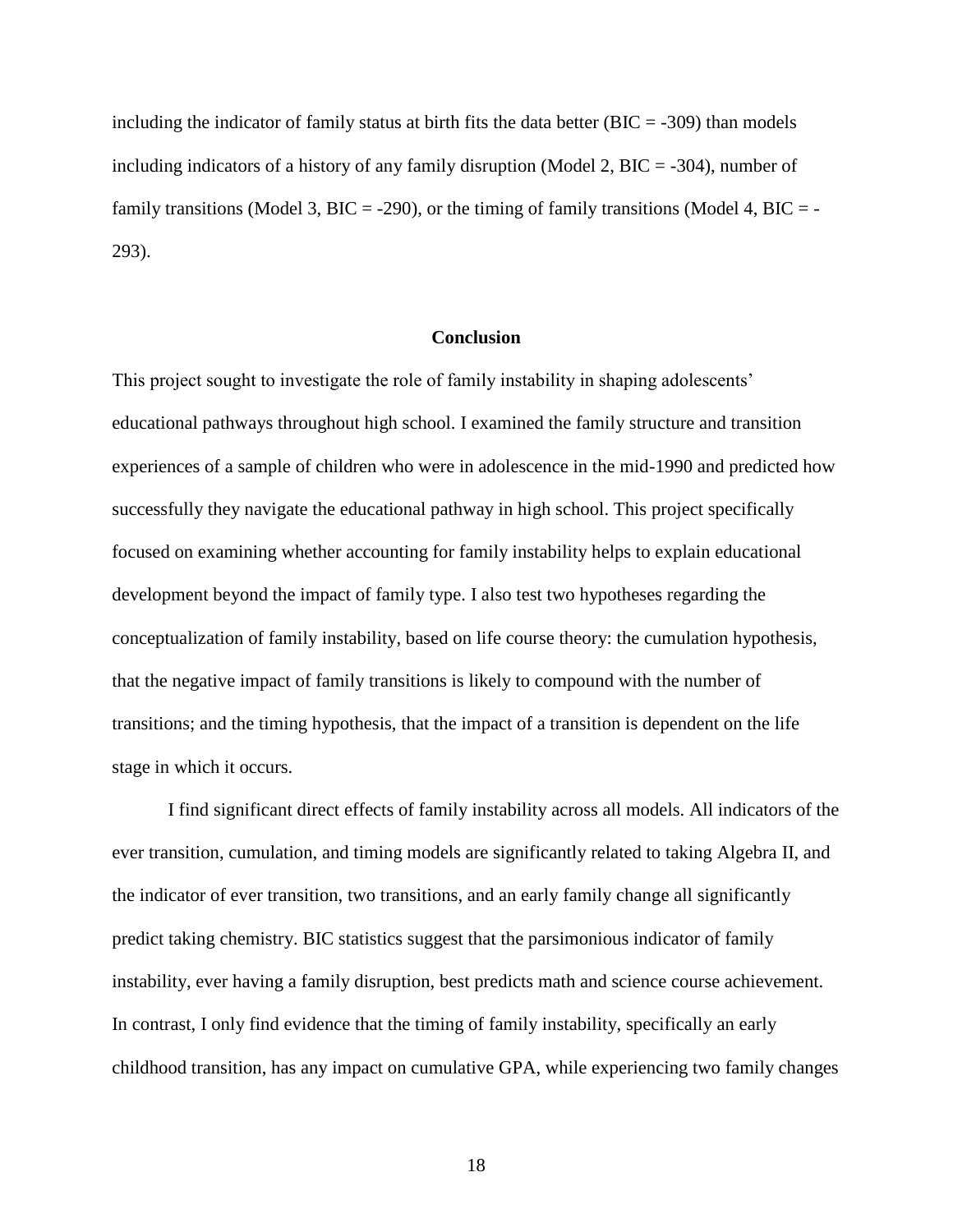including the indicator of family status at birth fits the data better (BIC = -309) than models including indicators of a history of any family disruption (Model 2, BIC = -304), number of family transitions (Model 3, BIC = -290), or the timing of family transitions (Model 4, BIC = -293).

## Conclusion

This project sought to investigate the role of family instability in shaping adolescents' educational pathways throughout high school. I examined the family structure and transition experiences of a sample of children who were in adolescence in the mid-1990 and predicted how successfully they navigate the educational pathway in high school. This project specifically focused on examining whether accounting for family instability helps to explain educational development beyond the impact of family type. I also test two hypotheses regarding the conceptualization of family instability, based on life course theory: the cumulation hypothesis, that the negative impact of family transitions is likely to compound with the number of transitions; and the timing hypothesis, that the impact of a transition is dependent on the life stage in which it occurs.

I find significant direct effects of family instability across all models. All indicators of the ever transition, cumulation, and timing models are significantly related to taking Algebra II, and the indicator of ever transition, two transitions, and an early family change all significantly predict taking chemistry. BIC statistics suggest that the parsimonious indicator of family instability, ever having a family disruption, best predicts math and science course achievement. In contrast, I only find evidence that the timing of family instability, specifically an early childhood transition, has any impact on cumulative GPA, while experiencing two family changes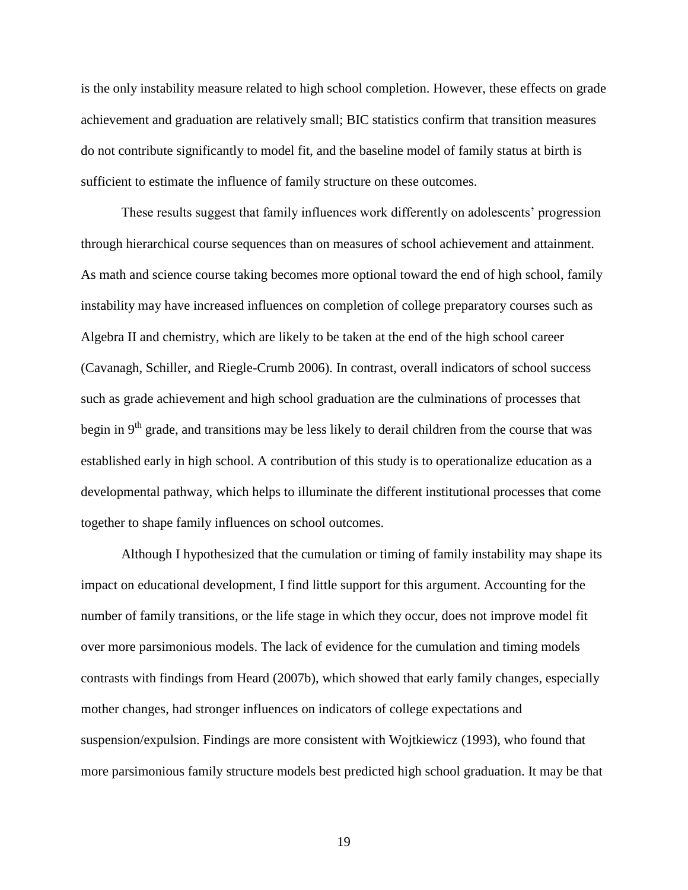is the only instability measure related to high school completion. However, these effects on grade achievement and graduation are relatively small; BIC statistics confirm that transition measures do not contribute significantly to model fit, and the baseline model of family status at birth is sufficient to estimate the influence of family structure on these outcomes.

These results suggest that family influences work differently on adolescents' progression through hierarchical course sequences than on measures of school achievement and attainment. As math and science course taking becomes more optional toward the end of high school, family instability may have increased influences on completion of college preparatory courses such as Algebra II and chemistry, which are likely to be taken at the end of the high school career (Cavanagh, Schiller, and Riegle-Crumb 2006). In contrast, overall indicators of school success such as grade achievement and high school graduation are the culminations of processes that begin in 9th grade, and transitions may be less likely to derail children from the course that was established early in high school. A contribution of this study is to operationalize education as a developmental pathway, which helps to illuminate the different institutional processes that come together to shape family influences on school outcomes.

Although I hypothesized that the cumulation or timing of family instability may shape its impact on educational development, I find little support for this argument. Accounting for the number of family transitions, or the life stage in which they occur, does not improve model fit over more parsimonious models. The lack of evidence for the cumulation and timing models contrasts with findings from Heard (2007b), which showed that early family changes, especially mother changes, had stronger influences on indicators of college expectations and suspension/expulsion. Findings are more consistent with Wojtkiewicz (1993), who found that more parsimonious family structure models best predicted high school graduation. It may be that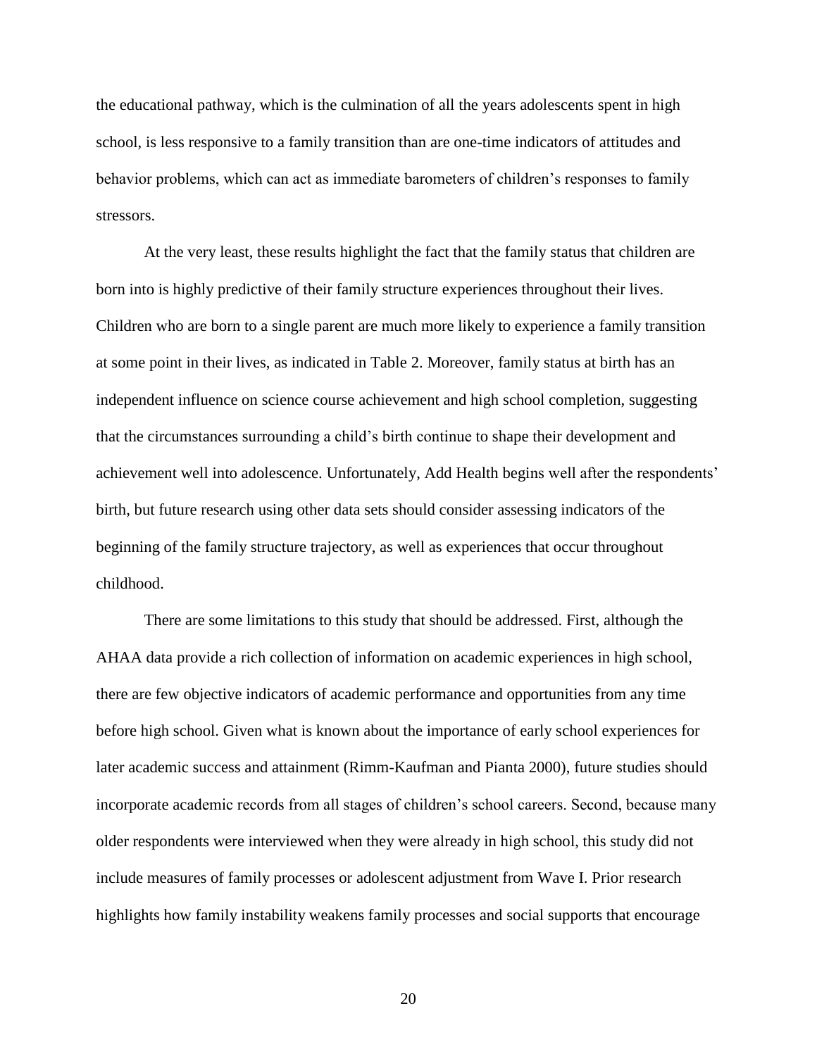the educational pathway, which is the culmination of all the years adolescents spent in high school, is less responsive to a family transition than are one-time indicators of attitudes and behavior problems, which can act as immediate barometers of children's responses to family stressors.

At the very least, these results highlight the fact that the family status that children are born into is highly predictive of their family structure experiences throughout their lives. Children who are born to a single parent are much more likely to experience a family transition at some point in their lives, as indicated in Table 2. Moreover, family status at birth has an independent influence on science course achievement and high school completion, suggesting that the circumstances surrounding a child's birth continue to shape their development and achievement well into adolescence. Unfortunately, Add Health begins well after the respondents' birth, but future research using other data sets should consider assessing indicators of the beginning of the family structure trajectory, as well as experiences that occur throughout childhood.

There are some limitations to this study that should be addressed. First, although the AHAA data provide a rich collection of information on academic experiences in high school, there are few objective indicators of academic performance and opportunities from any time before high school. Given what is known about the importance of early school experiences for later academic success and attainment (Rimm-Kaufman and Pianta 2000), future studies should incorporate academic records from all stages of children's school careers. Second, because many older respondents were interviewed when they were already in high school, this study did not include measures of family processes or adolescent adjustment from Wave I. Prior research highlights how family instability weakens family processes and social supports that encourage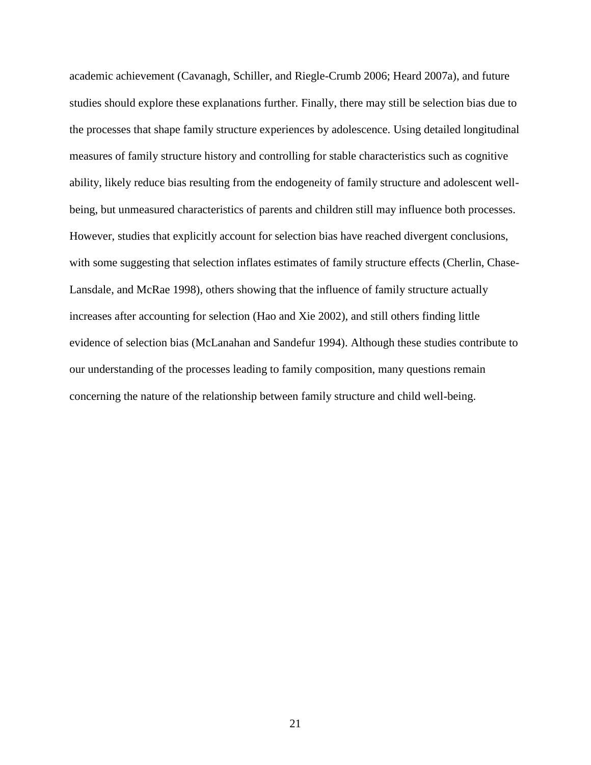academic achievement (Cavanagh, Schiller, and Riegle-Crumb 2006; Heard 2007a), and future studies should explore these explanations further. Finally, there may still be selection bias due to the processes that shape family structure experiences by adolescence. Using detailed longitudinal measures of family structure history and controlling for stable characteristics such as cognitive ability, likely reduce bias resulting from the endogeneity of family structure and adolescent well-being, but unmeasured characteristics of parents and children still may influence both processes. However, studies that explicitly account for selection bias have reached divergent conclusions, with some suggesting that selection inflates estimates of family structure effects (Cherlin, Chase-Lansdale, and McRae 1998), others showing that the influence of family structure actually increases after accounting for selection (Hao and Xie 2002), and still others finding little evidence of selection bias (McLanahan and Sandefur 1994). Although these studies contribute to our understanding of the processes leading to family composition, many questions remain concerning the nature of the relationship between family structure and child well-being.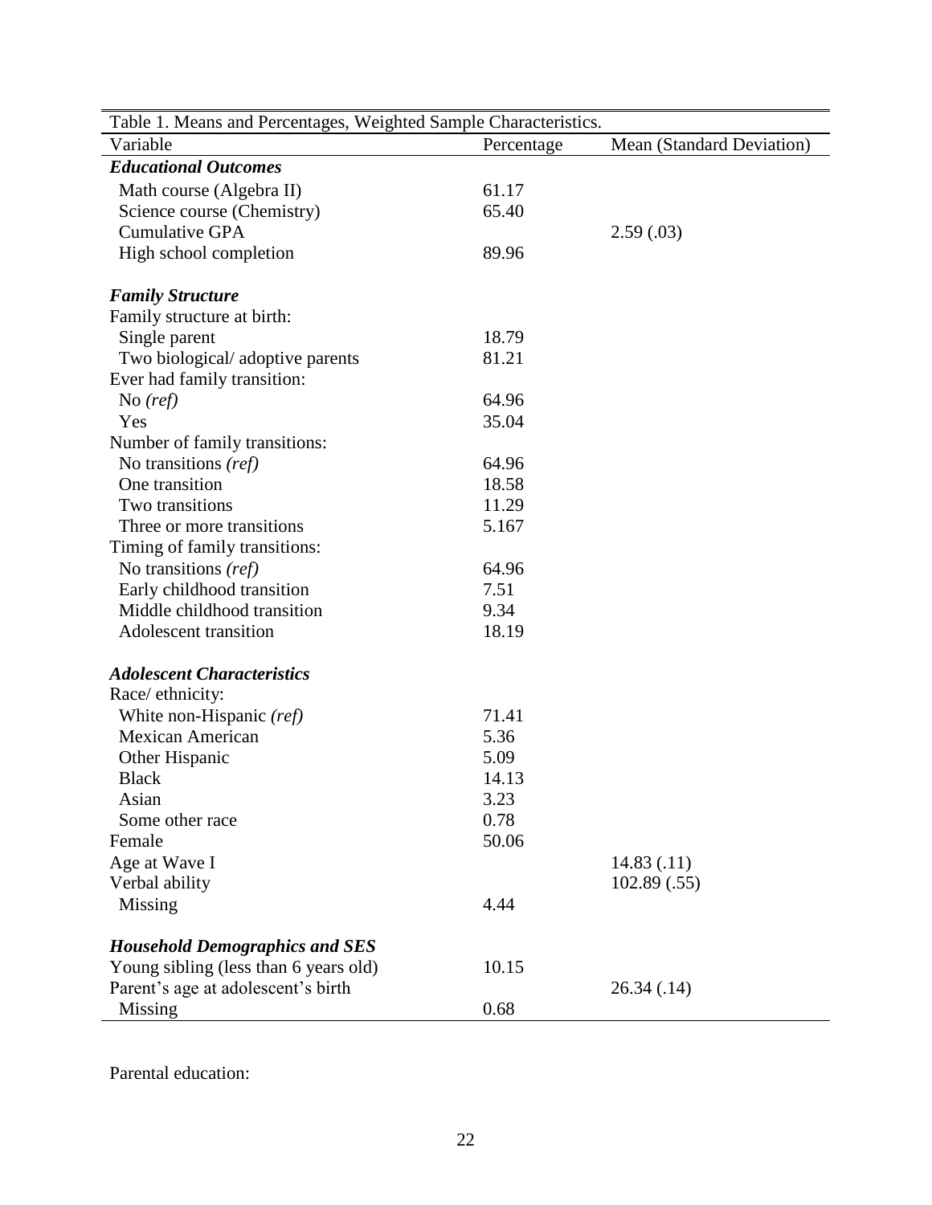Table 1. Means and Percentages, Weighted Sample Characteristics.

| Variable | Percentage | Mean (Standard Deviation) |
| --- | --- | --- |
| ***Educational Outcomes*** | | |
| Math course (Algebra II) | 61.17 | |
| Science course (Chemistry) | 65.40 | |
| Cumulative GPA | | 2.59 (.03) |
| High school completion | 89.96 | |
| ***Family Structure*** | | |
| Family structure at birth: | | |
| Single parent | 18.79 | |
| Two biological/ adoptive parents | 81.21 | |
| Ever had family transition: | | |
| No *(ref)* | 64.96 | |
| Yes | 35.04 | |
| Number of family transitions: | | |
| No transitions *(ref)* | 64.96 | |
| One transition | 18.58 | |
| Two transitions | 11.29 | |
| Three or more transitions | 5.167 | |
| Timing of family transitions: | | |
| No transitions *(ref)* | 64.96 | |
| Early childhood transition | 7.51 | |
| Middle childhood transition | 9.34 | |
| Adolescent transition | 18.19 | |
| ***Adolescent Characteristics*** | | |
| Race/ ethnicity: | | |
| White non-Hispanic *(ref)* | 71.41 | |
| Mexican American | 5.36 | |
| Other Hispanic | 5.09 | |
| Black | 14.13 | |
| Asian | 3.23 | |
| Some other race | 0.78 | |
| Female | 50.06 | |
| Age at Wave I | | 14.83 (.11) |
| Verbal ability | | 102.89 (.55) |
| Missing | 4.44 | |
| ***Household Demographics and SES*** | | |
| Young sibling (less than 6 years old) | 10.15 | |
| Parent's age at adolescent's birth | | 26.34 (.14) |
| Missing | 0.68 | |

Parental education: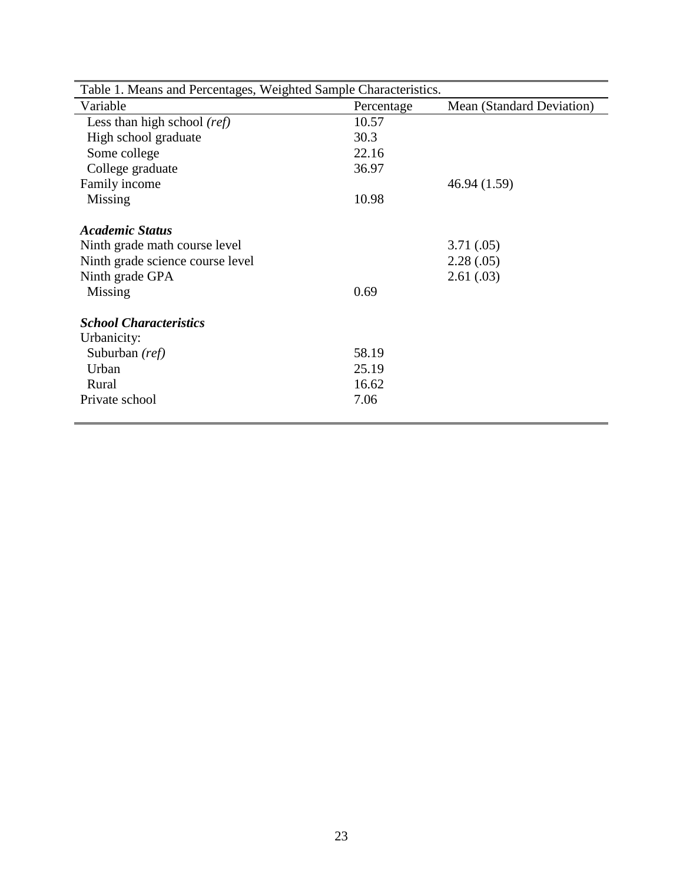Table 1. Means and Percentages, Weighted Sample Characteristics.

| Variable | Percentage | Mean (Standard Deviation) |
|---|---|---|
| Less than high school *(ref)* | 10.57 | |
| High school graduate | 30.3 | |
| Some college | 22.16 | |
| College graduate | 36.97 | |
| Family income | | 46.94 (1.59) |
| Missing | 10.98 | |
| ***Academic Status*** | | |
| Ninth grade math course level | | 3.71 (.05) |
| Ninth grade science course level | | 2.28 (.05) |
| Ninth grade GPA | | 2.61 (.03) |
| Missing | 0.69 | |
| ***School Characteristics*** | | |
| Urbanicity: | | |
| Suburban *(ref)* | 58.19 | |
| Urban | 25.19 | |
| Rural | 16.62 | |
| Private school | 7.06 | |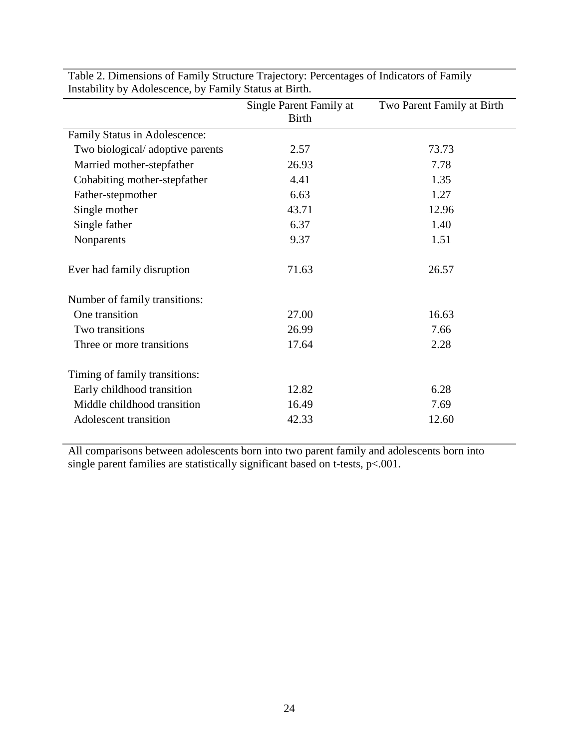Table 2. Dimensions of Family Structure Trajectory: Percentages of Indicators of Family Instability by Adolescence, by Family Status at Birth.

| | Single Parent Family at Birth | Two Parent Family at Birth |
|---|---|---|
| Family Status in Adolescence: | | |
| Two biological/ adoptive parents | 2.57 | 73.73 |
| Married mother-stepfather | 26.93 | 7.78 |
| Cohabiting mother-stepfather | 4.41 | 1.35 |
| Father-stepmother | 6.63 | 1.27 |
| Single mother | 43.71 | 12.96 |
| Single father | 6.37 | 1.40 |
| Nonparents | 9.37 | 1.51 |
| Ever had family disruption | 71.63 | 26.57 |
| Number of family transitions: | | |
| One transition | 27.00 | 16.63 |
| Two transitions | 26.99 | 7.66 |
| Three or more transitions | 17.64 | 2.28 |
| Timing of family transitions: | | |
| Early childhood transition | 12.82 | 6.28 |
| Middle childhood transition | 16.49 | 7.69 |
| Adolescent transition | 42.33 | 12.60 |

All comparisons between adolescents born into two parent family and adolescents born into single parent families are statistically significant based on t-tests, $p<.001$.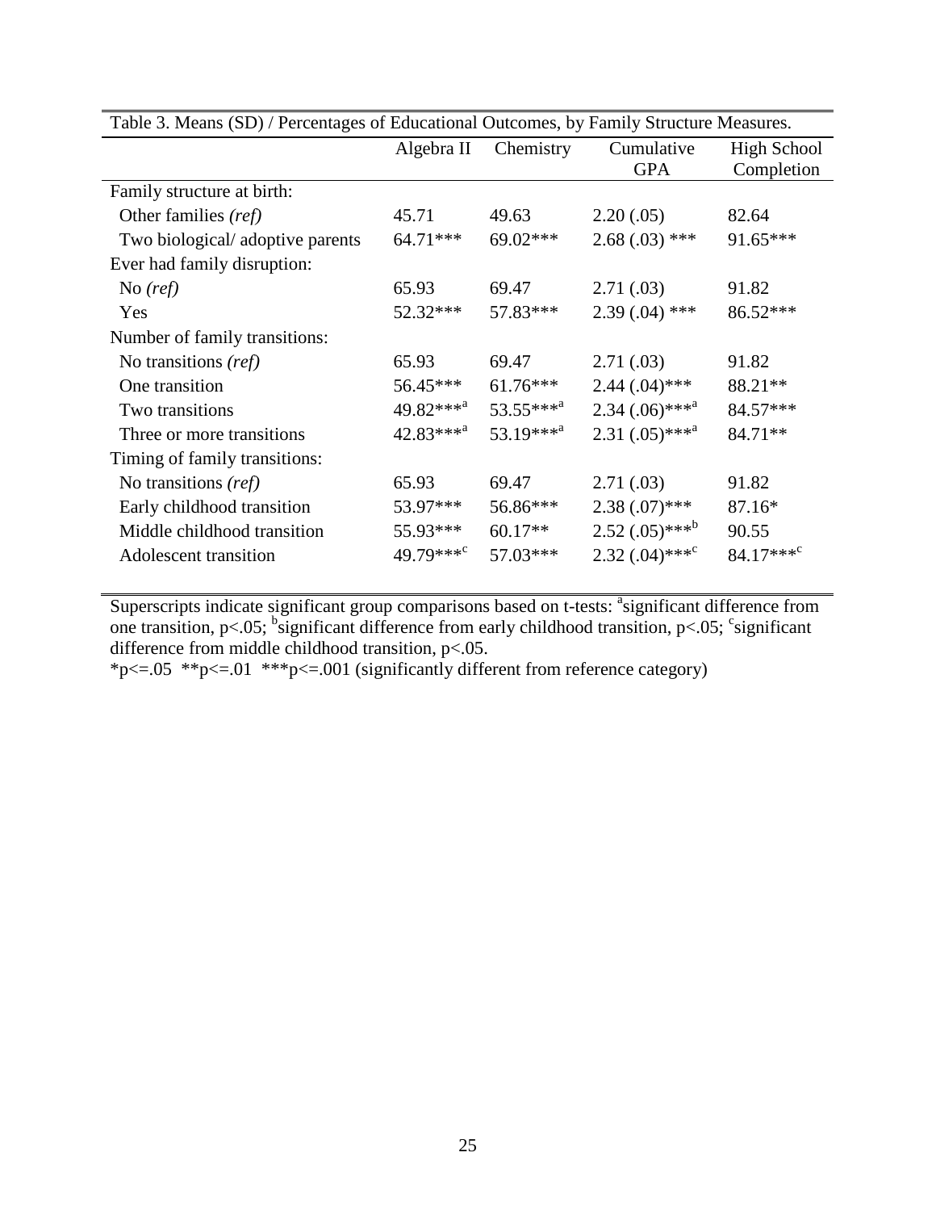Table 3. Means (SD) / Percentages of Educational Outcomes, by Family Structure Measures.

| | Algebra II | Chemistry | Cumulative GPA | High School Completion |
|---|---|---|---|---|
| Family structure at birth: | | | | |
| Other families *(ref)* | 45.71 | 49.63 | 2.20 (.05) | 82.64 |
| Two biological/ adoptive parents | 64.71*** | 69.02*** | 2.68 (.03) *** | 91.65*** |
| Ever had family disruption: | | | | |
| No *(ref)* | 65.93 | 69.47 | 2.71 (.03) | 91.82 |
| Yes | 52.32*** | 57.83*** | 2.39 (.04) *** | 86.52*** |
| Number of family transitions: | | | | |
| No transitions *(ref)* | 65.93 | 69.47 | 2.71 (.03) | 91.82 |
| One transition | 56.45*** | 61.76*** | 2.44 (.04)*** | 88.21** |
| Two transitions | 49.82***[a] | 53.55***[a] | 2.34 (.06)***[a] | 84.57*** |
| Three or more transitions | 42.83***[a] | 53.19***[a] | 2.31 (.05)***[a] | 84.71** |
| Timing of family transitions: | | | | |
| No transitions *(ref)* | 65.93 | 69.47 | 2.71 (.03) | 91.82 |
| Early childhood transition | 53.97*** | 56.86*** | 2.38 (.07)*** | 87.16* |
| Middle childhood transition | 55.93*** | 60.17** | 2.52 (.05)***[b] | 90.55 |
| Adolescent transition | 49.79***[c] | 57.03*** | 2.32 (.04)***[c] | 84.17***[c] |

Superscripts indicate significant group comparisons based on t-tests: [a]significant difference from one transition, p<.05; [b]significant difference from early childhood transition, p<.05; [c]significant difference from middle childhood transition, p<.05.

*p<=.05 **p<=.01 ***p<=.001 (significantly different from reference category)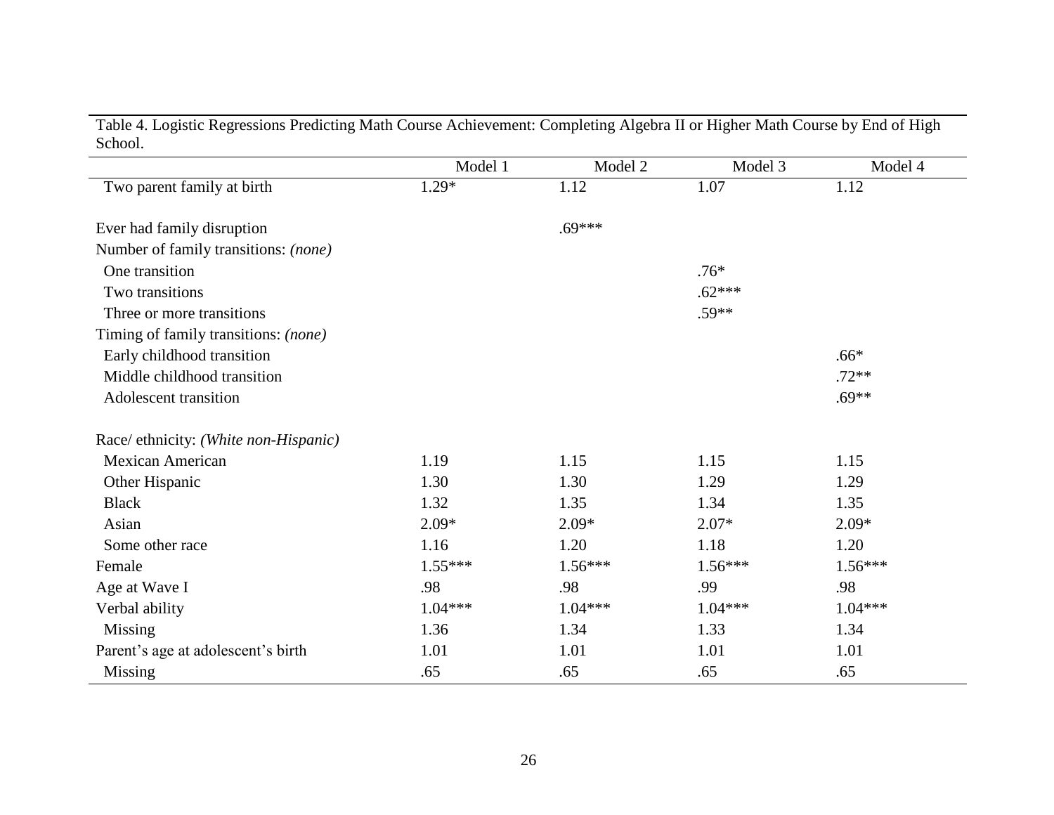Table 4. Logistic Regressions Predicting Math Course Achievement: Completing Algebra II or Higher Math Course by End of High School.

| | Model 1 | Model 2 | Model 3 | Model 4 |
|---|---|---|---|---|
| Two parent family at birth | 1.29* | 1.12 | 1.07 | 1.12 |
| | | | | |
| Ever had family disruption | | .69*** | | |
| Number of family transitions: *(none)* | | | | |
| One transition | | | .76* | |
| Two transitions | | | .62*** | |
| Three or more transitions | | | .59** | |
| Timing of family transitions: *(none)* | | | | |
| Early childhood transition | | | | .66* |
| Middle childhood transition | | | | .72** |
| Adolescent transition | | | | .69** |
| | | | | |
| Race/ ethnicity: *(White non-Hispanic)* | | | | |
| Mexican American | 1.19 | 1.15 | 1.15 | 1.15 |
| Other Hispanic | 1.30 | 1.30 | 1.29 | 1.29 |
| Black | 1.32 | 1.35 | 1.34 | 1.35 |
| Asian | 2.09* | 2.09* | 2.07* | 2.09* |
| Some other race | 1.16 | 1.20 | 1.18 | 1.20 |
| Female | 1.55*** | 1.56*** | 1.56*** | 1.56*** |
| Age at Wave I | .98 | .98 | .99 | .98 |
| Verbal ability | 1.04*** | 1.04*** | 1.04*** | 1.04*** |
| Missing | 1.36 | 1.34 | 1.33 | 1.34 |
| Parent's age at adolescent's birth | 1.01 | 1.01 | 1.01 | 1.01 |
| Missing | .65 | .65 | .65 | .65 |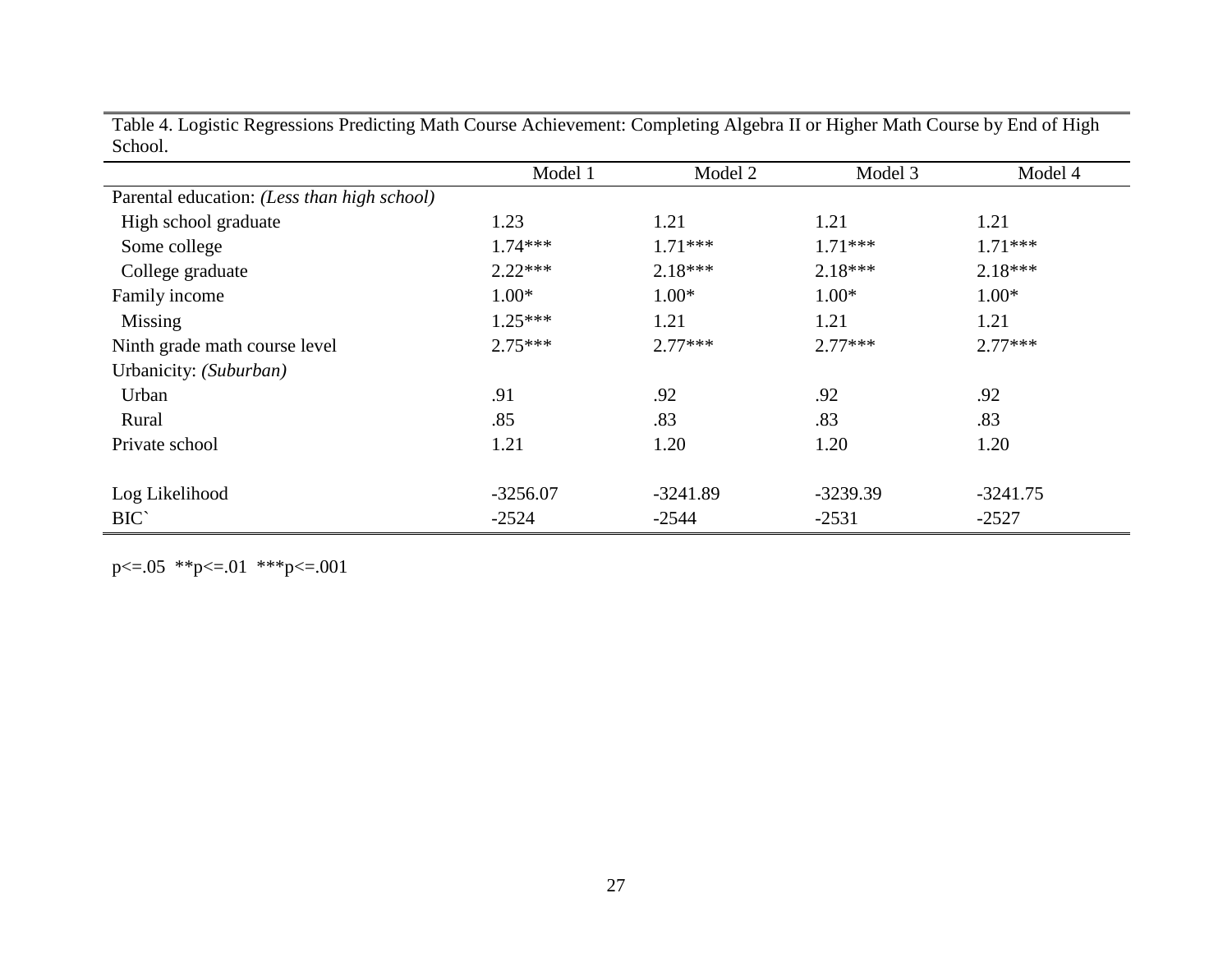Table 4. Logistic Regressions Predicting Math Course Achievement: Completing Algebra II or Higher Math Course by End of High School.

| | Model 1 | Model 2 | Model 3 | Model 4 |
|---|---|---|---|---|
| Parental education: *(Less than high school)* | | | | |
| High school graduate | 1.23 | 1.21 | 1.21 | 1.21 |
| Some college | 1.74*** | 1.71*** | 1.71*** | 1.71*** |
| College graduate | 2.22*** | 2.18*** | 2.18*** | 2.18*** |
| Family income | 1.00* | 1.00* | 1.00* | 1.00* |
| Missing | 1.25*** | 1.21 | 1.21 | 1.21 |
| Ninth grade math course level | 2.75*** | 2.77*** | 2.77*** | 2.77*** |
| Urbanicity: *(Suburban)* | | | | |
| Urban | .91 | .92 | .92 | .92 |
| Rural | .85 | .83 | .83 | .83 |
| Private school | 1.21 | 1.20 | 1.20 | 1.20 |
| | | | | |
| Log Likelihood | -3256.07 | -3241.89 | -3239.39 | -3241.75 |
| BIC` | -2524 | -2544 | -2531 | -2527 |

p<=.05 **p<=.01 ***p<=.001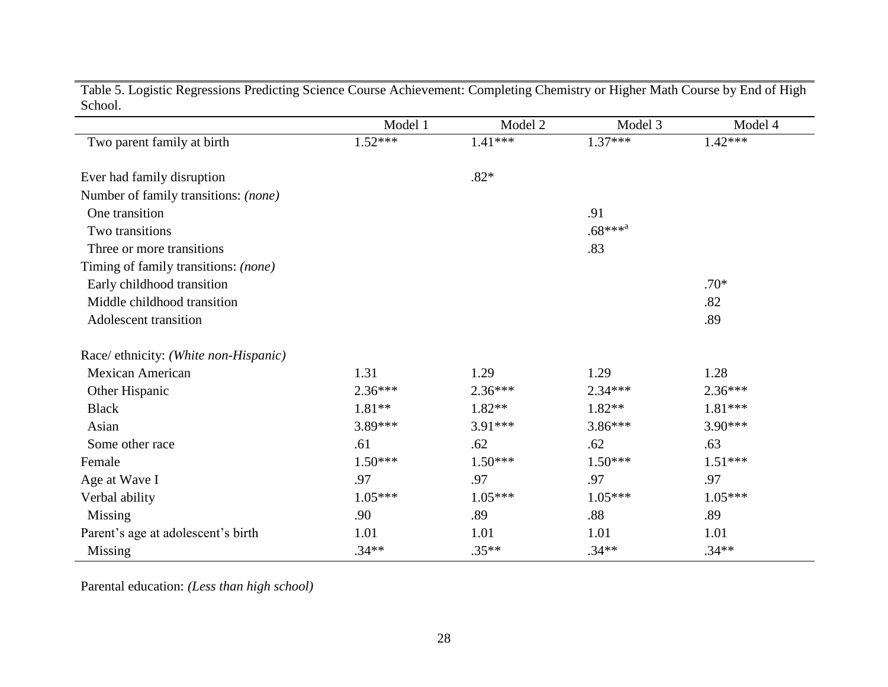Table 5. Logistic Regressions Predicting Science Course Achievement: Completing Chemistry or Higher Math Course by End of High School.

| | Model 1 | Model 2 | Model 3 | Model 4 |
|---|---|---|---|---|
| Two parent family at birth | 1.52*** | 1.41*** | 1.37*** | 1.42*** |
| | | | | |
| Ever had family disruption | | .82* | | |
| Number of family transitions: *(none)* | | | | |
| One transition | | | .91 | |
| Two transitions | | | .68***[a] | |
| Three or more transitions | | | .83 | |
| Timing of family transitions: *(none)* | | | | |
| Early childhood transition | | | | .70* |
| Middle childhood transition | | | | .82 |
| Adolescent transition | | | | .89 |
| | | | | |
| Race/ ethnicity: *(White non-Hispanic)* | | | | |
| Mexican American | 1.31 | 1.29 | 1.29 | 1.28 |
| Other Hispanic | 2.36*** | 2.36*** | 2.34*** | 2.36*** |
| Black | 1.81** | 1.82** | 1.82** | 1.81*** |
| Asian | 3.89*** | 3.91*** | 3.86*** | 3.90*** |
| Some other race | .61 | .62 | .62 | .63 |
| Female | 1.50*** | 1.50*** | 1.50*** | 1.51*** |
| Age at Wave I | .97 | .97 | .97 | .97 |
| Verbal ability | 1.05*** | 1.05*** | 1.05*** | 1.05*** |
| Missing | .90 | .89 | .88 | .89 |
| Parent's age at adolescent's birth | 1.01 | 1.01 | 1.01 | 1.01 |
| Missing | .34** | .35** | .34** | .34** |

Parental education: *(Less than high school)*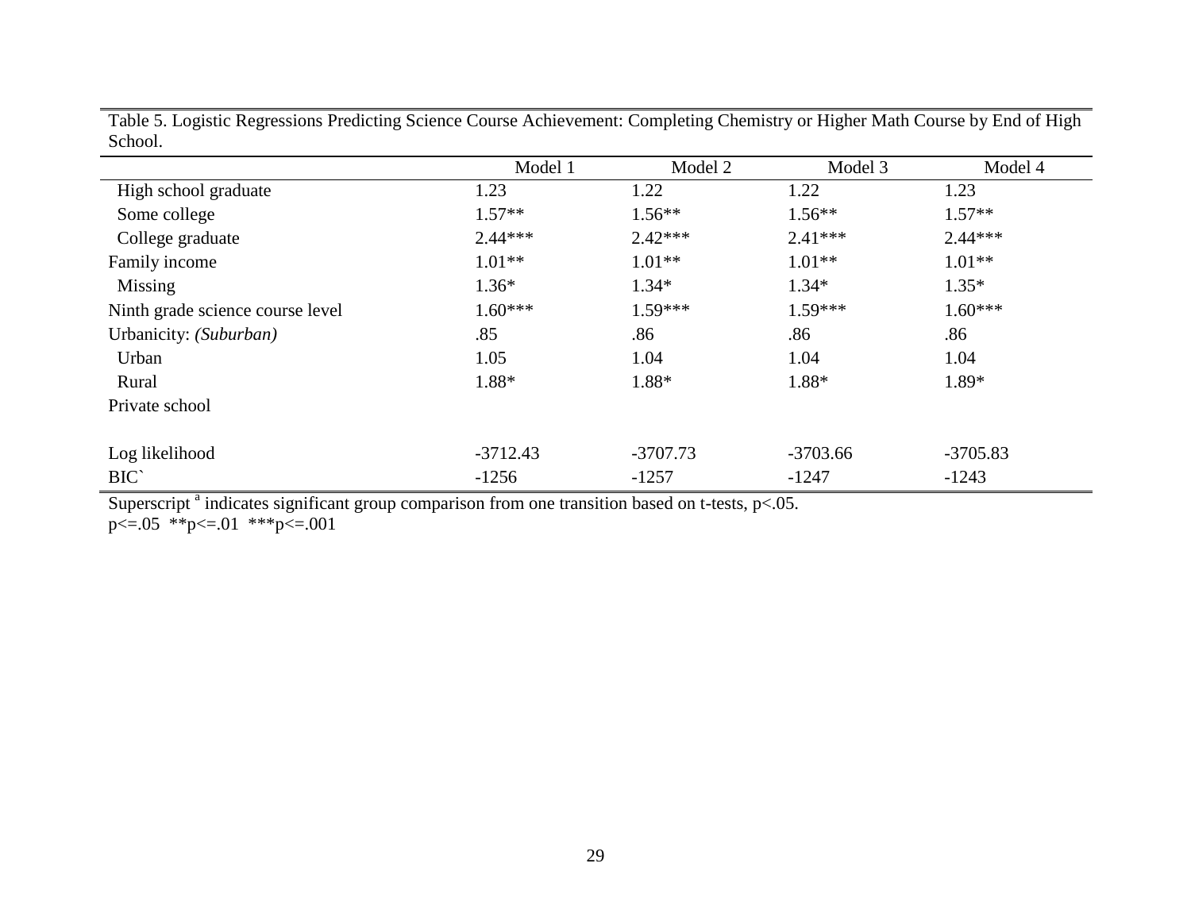Table 5. Logistic Regressions Predicting Science Course Achievement: Completing Chemistry or Higher Math Course by End of High School.

| | Model 1 | Model 2 | Model 3 | Model 4 |
|---|---|---|---|---|
| High school graduate | 1.23 | 1.22 | 1.22 | 1.23 |
| Some college | 1.57** | 1.56** | 1.56** | 1.57** |
| College graduate | 2.44*** | 2.42*** | 2.41*** | 2.44*** |
| Family income | 1.01** | 1.01** | 1.01** | 1.01** |
| Missing | 1.36* | 1.34* | 1.34* | 1.35* |
| Ninth grade science course level | 1.60*** | 1.59*** | 1.59*** | 1.60*** |
| Urbanicity: *(Suburban)* | .85 | .86 | .86 | .86 |
| Urban | 1.05 | 1.04 | 1.04 | 1.04 |
| Rural | 1.88* | 1.88* | 1.88* | 1.89* |
| Private school | | | | |
| | | | | |
| Log likelihood | -3712.43 | -3707.73 | -3703.66 | -3705.83 |
| BIC` | -1256 | -1257 | -1247 | -1243 |

Superscript [a] indicates significant group comparison from one transition based on t-tests, $p<.05$.

p<=.05 **p<=.01 ***p<=.001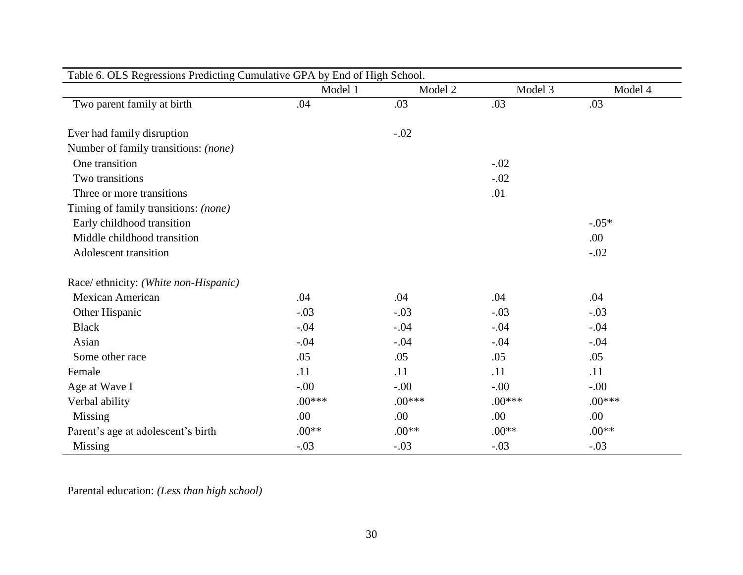Table 6. OLS Regressions Predicting Cumulative GPA by End of High School.

| | Model 1 | Model 2 | Model 3 | Model 4 |
|---|---|---|---|---|
| Two parent family at birth | .04 | .03 | .03 | .03 |
| | | | | |
| Ever had family disruption | | -.02 | | |
| Number of family transitions: *(none)* | | | | |
| One transition | | | -.02 | |
| Two transitions | | | -.02 | |
| Three or more transitions | | | .01 | |
| Timing of family transitions: *(none)* | | | | |
| Early childhood transition | | | | -.05* |
| Middle childhood transition | | | | .00 |
| Adolescent transition | | | | -.02 |
| | | | | |
| Race/ ethnicity: *(White non-Hispanic)* | | | | |
| Mexican American | .04 | .04 | .04 | .04 |
| Other Hispanic | -.03 | -.03 | -.03 | -.03 |
| Black | -.04 | -.04 | -.04 | -.04 |
| Asian | -.04 | -.04 | -.04 | -.04 |
| Some other race | .05 | .05 | .05 | .05 |
| Female | .11 | .11 | .11 | .11 |
| Age at Wave I | -.00 | -.00 | -.00 | -.00 |
| Verbal ability | .00*** | .00*** | .00*** | .00*** |
| Missing | .00 | .00 | .00 | .00 |
| Parent's age at adolescent's birth | .00** | .00** | .00** | .00** |
| Missing | -.03 | -.03 | -.03 | -.03 |

Parental education: *(Less than high school)*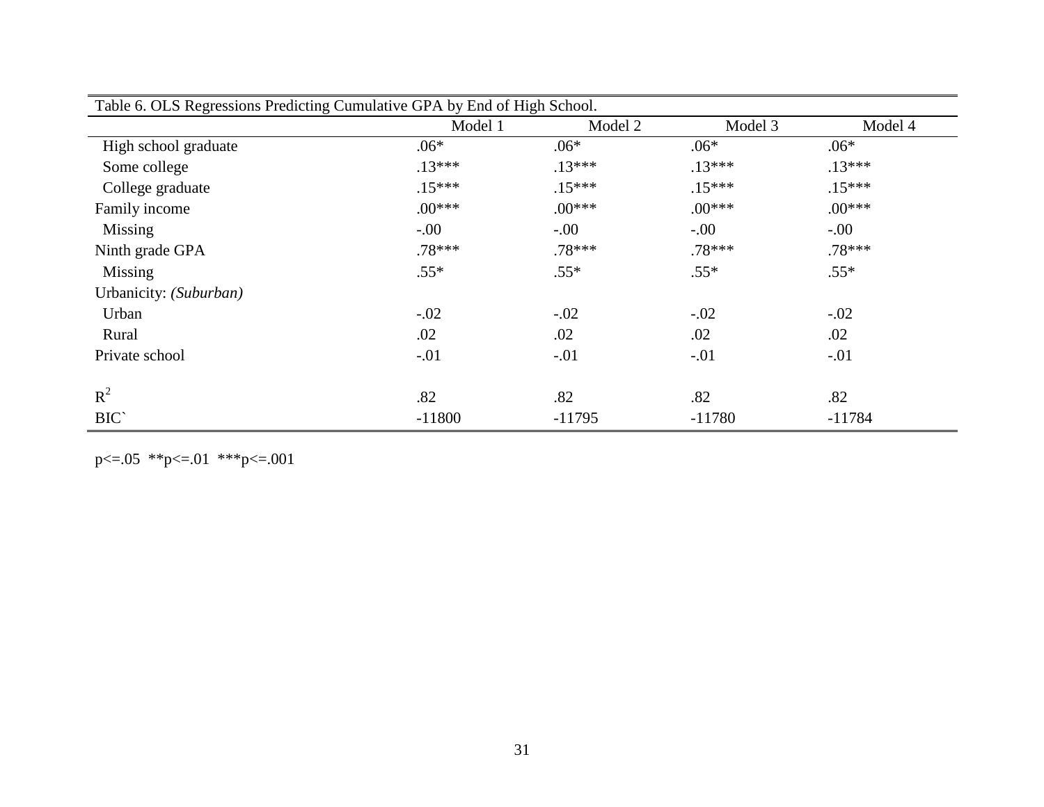Table 6. OLS Regressions Predicting Cumulative GPA by End of High School.

| | Model 1 | Model 2 | Model 3 | Model 4 |
|---|---|---|---|---|
| High school graduate | .06* | .06* | .06* | .06* |
| Some college | .13*** | .13*** | .13*** | .13*** |
| College graduate | .15*** | .15*** | .15*** | .15*** |
| Family income | .00*** | .00*** | .00*** | .00*** |
| Missing | -.00 | -.00 | -.00 | -.00 |
| Ninth grade GPA | .78*** | .78*** | .78*** | .78*** |
| Missing | .55* | .55* | .55* | .55* |
| Urbanicity: *(Suburban)* | | | | |
| Urban | -.02 | -.02 | -.02 | -.02 |
| Rural | .02 | .02 | .02 | .02 |
| Private school | -.01 | -.01 | -.01 | -.01 |
| | | | | |
| $R^2$ | .82 | .82 | .82 | .82 |
| BIC` | -11800 | -11795 | -11780 | -11784 |

p<=.05 **p<=.01 ***p<=.001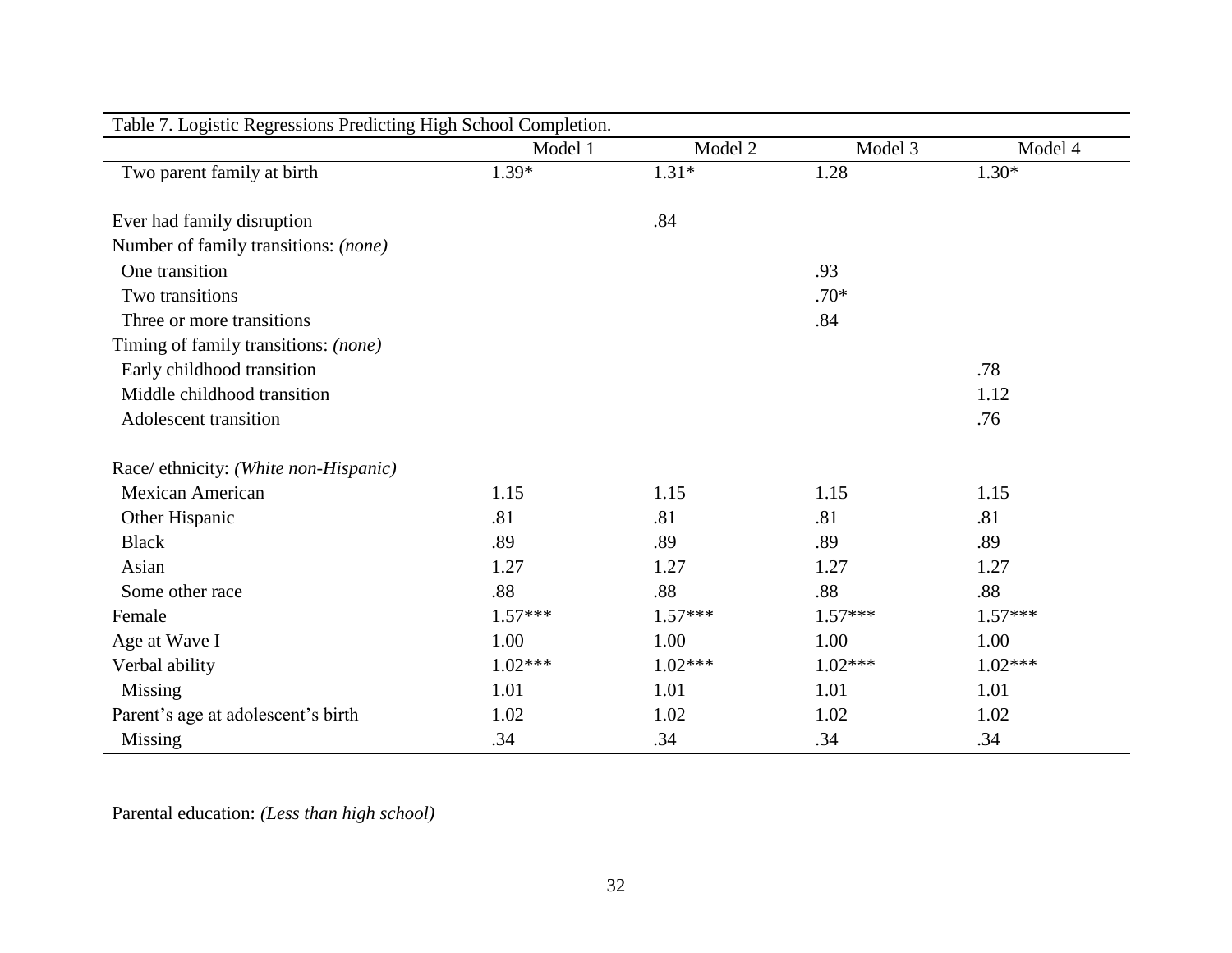Table 7. Logistic Regressions Predicting High School Completion.

| | Model 1 | Model 2 | Model 3 | Model 4 |
|---|---|---|---|---|
| Two parent family at birth | 1.39* | 1.31* | 1.28 | 1.30* |
| | | | | |
| Ever had family disruption | | .84 | | |
| Number of family transitions: *(none)* | | | | |
| One transition | | | .93 | |
| Two transitions | | | .70* | |
| Three or more transitions | | | .84 | |
| Timing of family transitions: *(none)* | | | | |
| Early childhood transition | | | | .78 |
| Middle childhood transition | | | | 1.12 |
| Adolescent transition | | | | .76 |
| | | | | |
| Race/ ethnicity: *(White non-Hispanic)* | | | | |
| Mexican American | 1.15 | 1.15 | 1.15 | 1.15 |
| Other Hispanic | .81 | .81 | .81 | .81 |
| Black | .89 | .89 | .89 | .89 |
| Asian | 1.27 | 1.27 | 1.27 | 1.27 |
| Some other race | .88 | .88 | .88 | .88 |
| Female | 1.57*** | 1.57*** | 1.57*** | 1.57*** |
| Age at Wave I | 1.00 | 1.00 | 1.00 | 1.00 |
| Verbal ability | 1.02*** | 1.02*** | 1.02*** | 1.02*** |
| Missing | 1.01 | 1.01 | 1.01 | 1.01 |
| Parent's age at adolescent's birth | 1.02 | 1.02 | 1.02 | 1.02 |
| Missing | .34 | .34 | .34 | .34 |

Parental education: *(Less than high school)*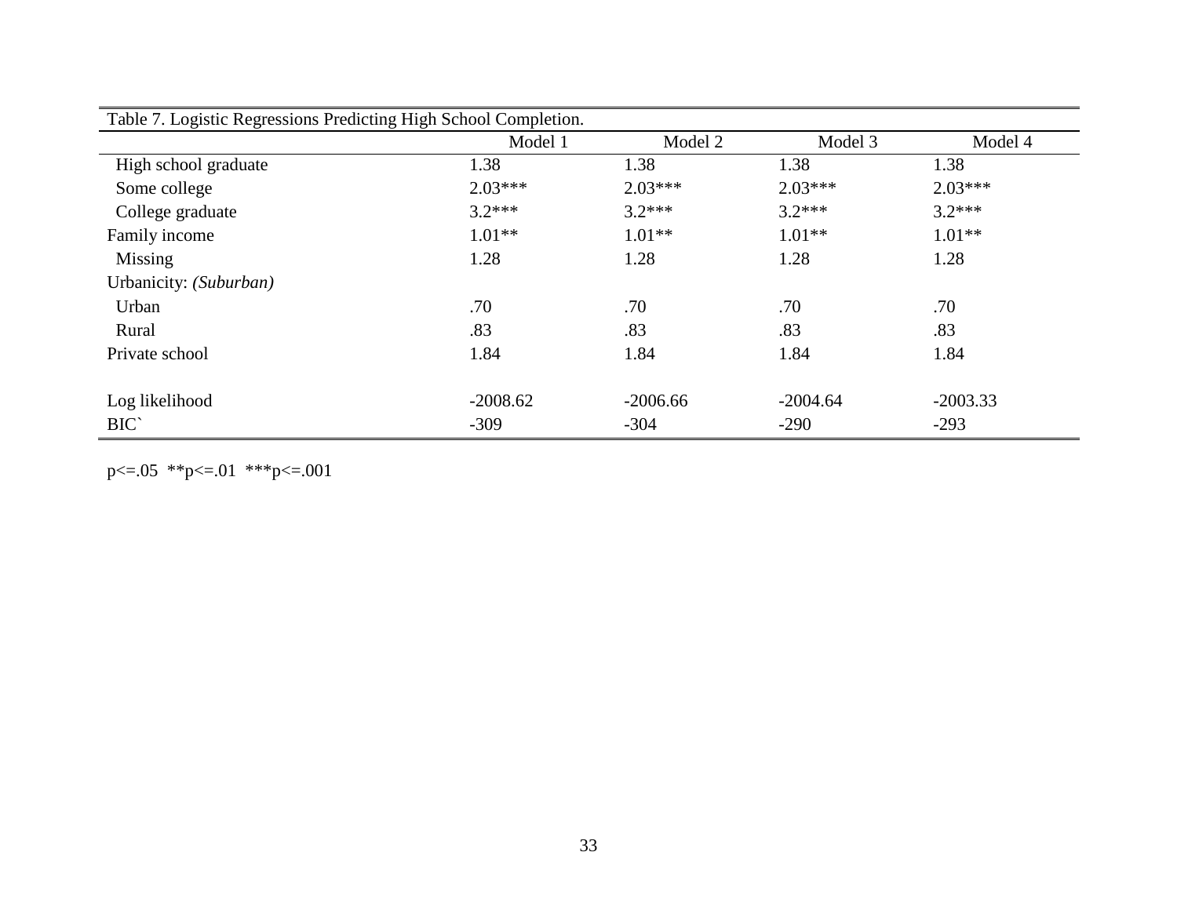Table 7. Logistic Regressions Predicting High School Completion.

| | Model 1 | Model 2 | Model 3 | Model 4 |
|---|---|---|---|---|
| High school graduate | 1.38 | 1.38 | 1.38 | 1.38 |
| Some college | 2.03*** | 2.03*** | 2.03*** | 2.03*** |
| College graduate | 3.2*** | 3.2*** | 3.2*** | 3.2*** |
| Family income | 1.01** | 1.01** | 1.01** | 1.01** |
| Missing | 1.28 | 1.28 | 1.28 | 1.28 |
| Urbanicity: *(Suburban)* | | | | |
| Urban | .70 | .70 | .70 | .70 |
| Rural | .83 | .83 | .83 | .83 |
| Private school | 1.84 | 1.84 | 1.84 | 1.84 |
| | | | | |
| Log likelihood | -2008.62 | -2006.66 | -2004.64 | -2003.33 |
| BIC` | -309 | -304 | -290 | -293 |

p<=.05 **p<=.01 ***p<=.001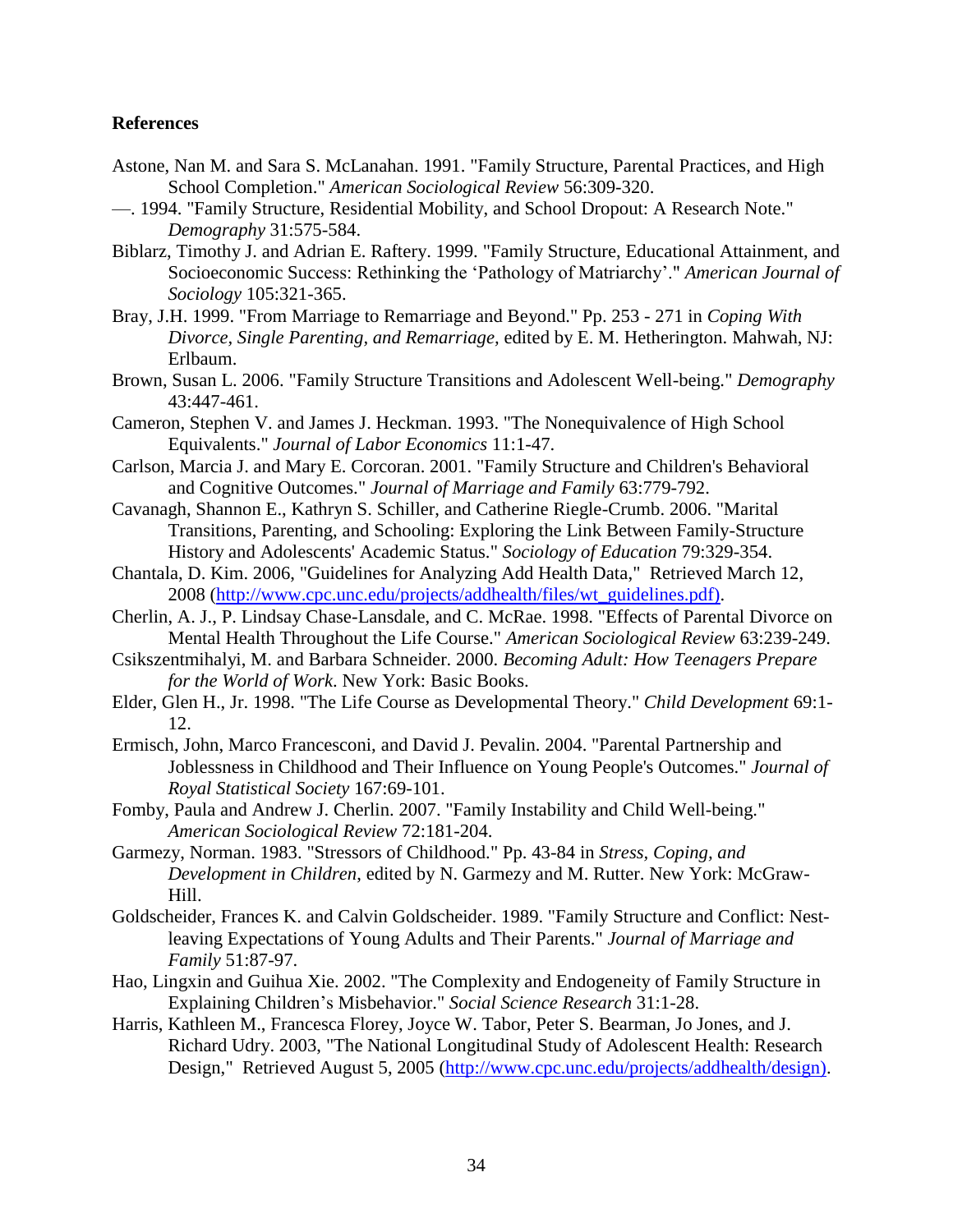## References

Astone, Nan M. and Sara S. McLanahan. 1991. "Family Structure, Parental Practices, and High School Completion." *American Sociological Review* 56:309-320.

—. 1994. "Family Structure, Residential Mobility, and School Dropout: A Research Note." *Demography* 31:575-584.

Biblarz, Timothy J. and Adrian E. Raftery. 1999. "Family Structure, Educational Attainment, and Socioeconomic Success: Rethinking the 'Pathology of Matriarchy'." *American Journal of Sociology* 105:321-365.

Bray, J.H. 1999. "From Marriage to Remarriage and Beyond." Pp. 253 - 271 in *Coping With Divorce, Single Parenting, and Remarriage*, edited by E. M. Hetherington. Mahwah, NJ: Erlbaum.

Brown, Susan L. 2006. "Family Structure Transitions and Adolescent Well-being." *Demography* 43:447-461.

Cameron, Stephen V. and James J. Heckman. 1993. "The Nonequivalence of High School Equivalents." *Journal of Labor Economics* 11:1-47.

Carlson, Marcia J. and Mary E. Corcoran. 2001. "Family Structure and Children's Behavioral and Cognitive Outcomes." *Journal of Marriage and Family* 63:779-792.

Cavanagh, Shannon E., Kathryn S. Schiller, and Catherine Riegle-Crumb. 2006. "Marital Transitions, Parenting, and Schooling: Exploring the Link Between Family-Structure History and Adolescents' Academic Status." *Sociology of Education* 79:329-354.

Chantala, D. Kim. 2006, "Guidelines for Analyzing Add Health Data," Retrieved March 12, 2008 (http://www.cpc.unc.edu/projects/addhealth/files/wt_guidelines.pdf).

Cherlin, A. J., P. Lindsay Chase-Lansdale, and C. McRae. 1998. "Effects of Parental Divorce on Mental Health Throughout the Life Course." *American Sociological Review* 63:239-249.

Csikszentmihalyi, M. and Barbara Schneider. 2000. *Becoming Adult: How Teenagers Prepare for the World of Work*. New York: Basic Books.

Elder, Glen H., Jr. 1998. "The Life Course as Developmental Theory." *Child Development* 69:1-12.

Ermisch, John, Marco Francesconi, and David J. Pevalin. 2004. "Parental Partnership and Joblessness in Childhood and Their Influence on Young People's Outcomes." *Journal of Royal Statistical Society* 167:69-101.

Fomby, Paula and Andrew J. Cherlin. 2007. "Family Instability and Child Well-being." *American Sociological Review* 72:181-204.

Garmezy, Norman. 1983. "Stressors of Childhood." Pp. 43-84 in *Stress, Coping, and Development in Children*, edited by N. Garmezy and M. Rutter. New York: McGraw-Hill.

Goldscheider, Frances K. and Calvin Goldscheider. 1989. "Family Structure and Conflict: Nest-leaving Expectations of Young Adults and Their Parents." *Journal of Marriage and Family* 51:87-97.

Hao, Lingxin and Guihua Xie. 2002. "The Complexity and Endogeneity of Family Structure in Explaining Children's Misbehavior." *Social Science Research* 31:1-28.

Harris, Kathleen M., Francesca Florey, Joyce W. Tabor, Peter S. Bearman, Jo Jones, and J. Richard Udry. 2003, "The National Longitudinal Study of Adolescent Health: Research Design," Retrieved August 5, 2005 (http://www.cpc.unc.edu/projects/addhealth/design).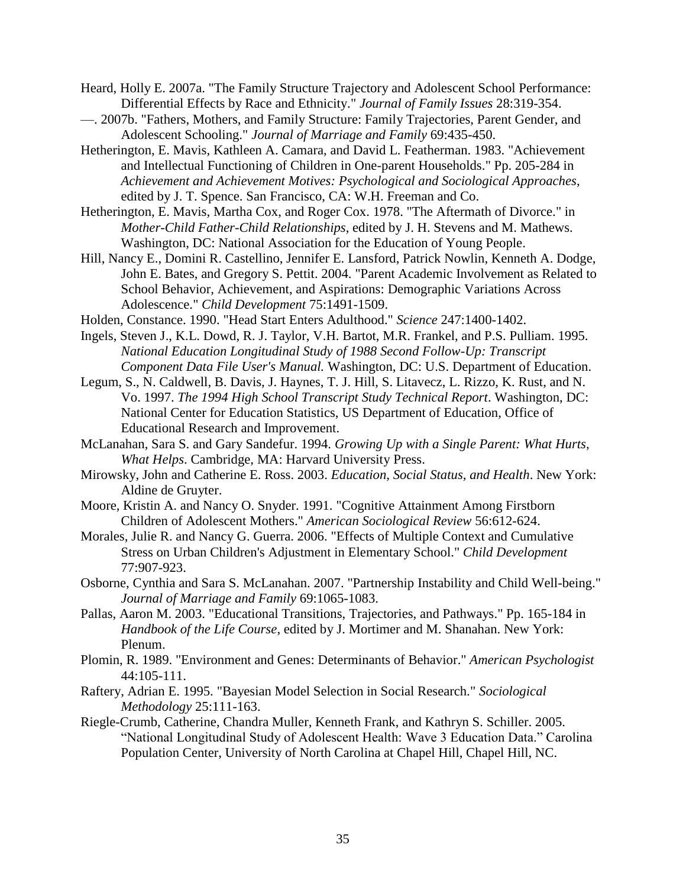Heard, Holly E. 2007a. "The Family Structure Trajectory and Adolescent School Performance: Differential Effects by Race and Ethnicity." *Journal of Family Issues* 28:319-354.

—. 2007b. "Fathers, Mothers, and Family Structure: Family Trajectories, Parent Gender, and Adolescent Schooling." *Journal of Marriage and Family* 69:435-450.

Hetherington, E. Mavis, Kathleen A. Camara, and David L. Featherman. 1983. "Achievement and Intellectual Functioning of Children in One-parent Households." Pp. 205-284 in *Achievement and Achievement Motives: Psychological and Sociological Approaches*, edited by J. T. Spence. San Francisco, CA: W.H. Freeman and Co.

Hetherington, E. Mavis, Martha Cox, and Roger Cox. 1978. "The Aftermath of Divorce." in *Mother-Child Father-Child Relationships*, edited by J. H. Stevens and M. Mathews. Washington, DC: National Association for the Education of Young People.

Hill, Nancy E., Domini R. Castellino, Jennifer E. Lansford, Patrick Nowlin, Kenneth A. Dodge, John E. Bates, and Gregory S. Pettit. 2004. "Parent Academic Involvement as Related to School Behavior, Achievement, and Aspirations: Demographic Variations Across Adolescence." *Child Development* 75:1491-1509.

Holden, Constance. 1990. "Head Start Enters Adulthood." *Science* 247:1400-1402.

Ingels, Steven J., K.L. Dowd, R. J. Taylor, V.H. Bartot, M.R. Frankel, and P.S. Pulliam. 1995. *National Education Longitudinal Study of 1988 Second Follow-Up: Transcript Component Data File User's Manual.* Washington, DC: U.S. Department of Education.

Legum, S., N. Caldwell, B. Davis, J. Haynes, T. J. Hill, S. Litavecz, L. Rizzo, K. Rust, and N. Vo. 1997. *The 1994 High School Transcript Study Technical Report*. Washington, DC: National Center for Education Statistics, US Department of Education, Office of Educational Research and Improvement.

McLanahan, Sara S. and Gary Sandefur. 1994. *Growing Up with a Single Parent: What Hurts, What Helps*. Cambridge, MA: Harvard University Press.

Mirowsky, John and Catherine E. Ross. 2003. *Education, Social Status, and Health*. New York: Aldine de Gruyter.

Moore, Kristin A. and Nancy O. Snyder. 1991. "Cognitive Attainment Among Firstborn Children of Adolescent Mothers." *American Sociological Review* 56:612-624.

Morales, Julie R. and Nancy G. Guerra. 2006. "Effects of Multiple Context and Cumulative Stress on Urban Children's Adjustment in Elementary School." *Child Development* 77:907-923.

Osborne, Cynthia and Sara S. McLanahan. 2007. "Partnership Instability and Child Well-being." *Journal of Marriage and Family* 69:1065-1083.

Pallas, Aaron M. 2003. "Educational Transitions, Trajectories, and Pathways." Pp. 165-184 in *Handbook of the Life Course*, edited by J. Mortimer and M. Shanahan. New York: Plenum.

Plomin, R. 1989. "Environment and Genes: Determinants of Behavior." *American Psychologist* 44:105-111.

Raftery, Adrian E. 1995. "Bayesian Model Selection in Social Research." *Sociological Methodology* 25:111-163.

Riegle-Crumb, Catherine, Chandra Muller, Kenneth Frank, and Kathryn S. Schiller. 2005. "National Longitudinal Study of Adolescent Health: Wave 3 Education Data." Carolina Population Center, University of North Carolina at Chapel Hill, Chapel Hill, NC.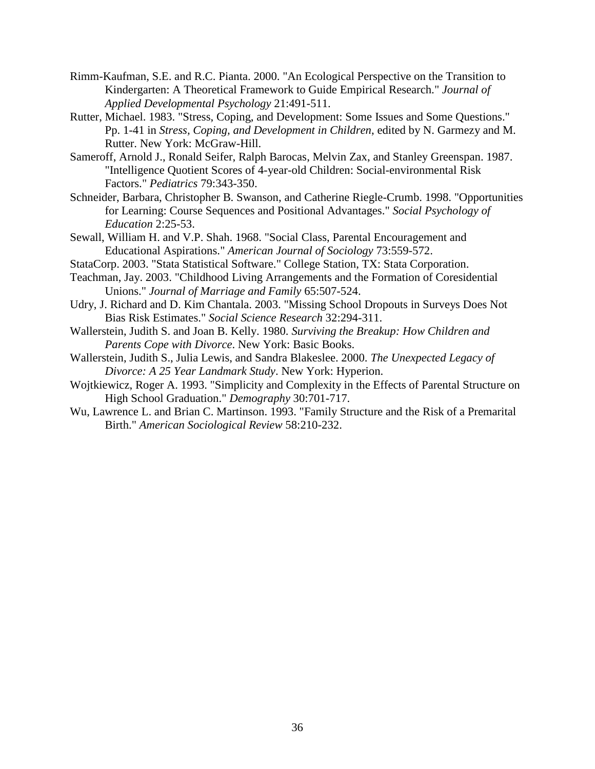Rimm-Kaufman, S.E. and R.C. Pianta. 2000. "An Ecological Perspective on the Transition to Kindergarten: A Theoretical Framework to Guide Empirical Research." *Journal of Applied Developmental Psychology* 21:491-511.

Rutter, Michael. 1983. "Stress, Coping, and Development: Some Issues and Some Questions." Pp. 1-41 in *Stress, Coping, and Development in Children*, edited by N. Garmezy and M. Rutter. New York: McGraw-Hill.

Sameroff, Arnold J., Ronald Seifer, Ralph Barocas, Melvin Zax, and Stanley Greenspan. 1987. "Intelligence Quotient Scores of 4-year-old Children: Social-environmental Risk Factors." *Pediatrics* 79:343-350.

Schneider, Barbara, Christopher B. Swanson, and Catherine Riegle-Crumb. 1998. "Opportunities for Learning: Course Sequences and Positional Advantages." *Social Psychology of Education* 2:25-53.

Sewall, William H. and V.P. Shah. 1968. "Social Class, Parental Encouragement and Educational Aspirations." *American Journal of Sociology* 73:559-572.

StataCorp. 2003. "Stata Statistical Software." College Station, TX: Stata Corporation.

Teachman, Jay. 2003. "Childhood Living Arrangements and the Formation of Coresidential Unions." *Journal of Marriage and Family* 65:507-524.

Udry, J. Richard and D. Kim Chantala. 2003. "Missing School Dropouts in Surveys Does Not Bias Risk Estimates." *Social Science Research* 32:294-311.

Wallerstein, Judith S. and Joan B. Kelly. 1980. *Surviving the Breakup: How Children and Parents Cope with Divorce*. New York: Basic Books.

Wallerstein, Judith S., Julia Lewis, and Sandra Blakeslee. 2000. *The Unexpected Legacy of Divorce: A 25 Year Landmark Study*. New York: Hyperion.

Wojtkiewicz, Roger A. 1993. "Simplicity and Complexity in the Effects of Parental Structure on High School Graduation." *Demography* 30:701-717.

Wu, Lawrence L. and Brian C. Martinson. 1993. "Family Structure and the Risk of a Premarital Birth." *American Sociological Review* 58:210-232.